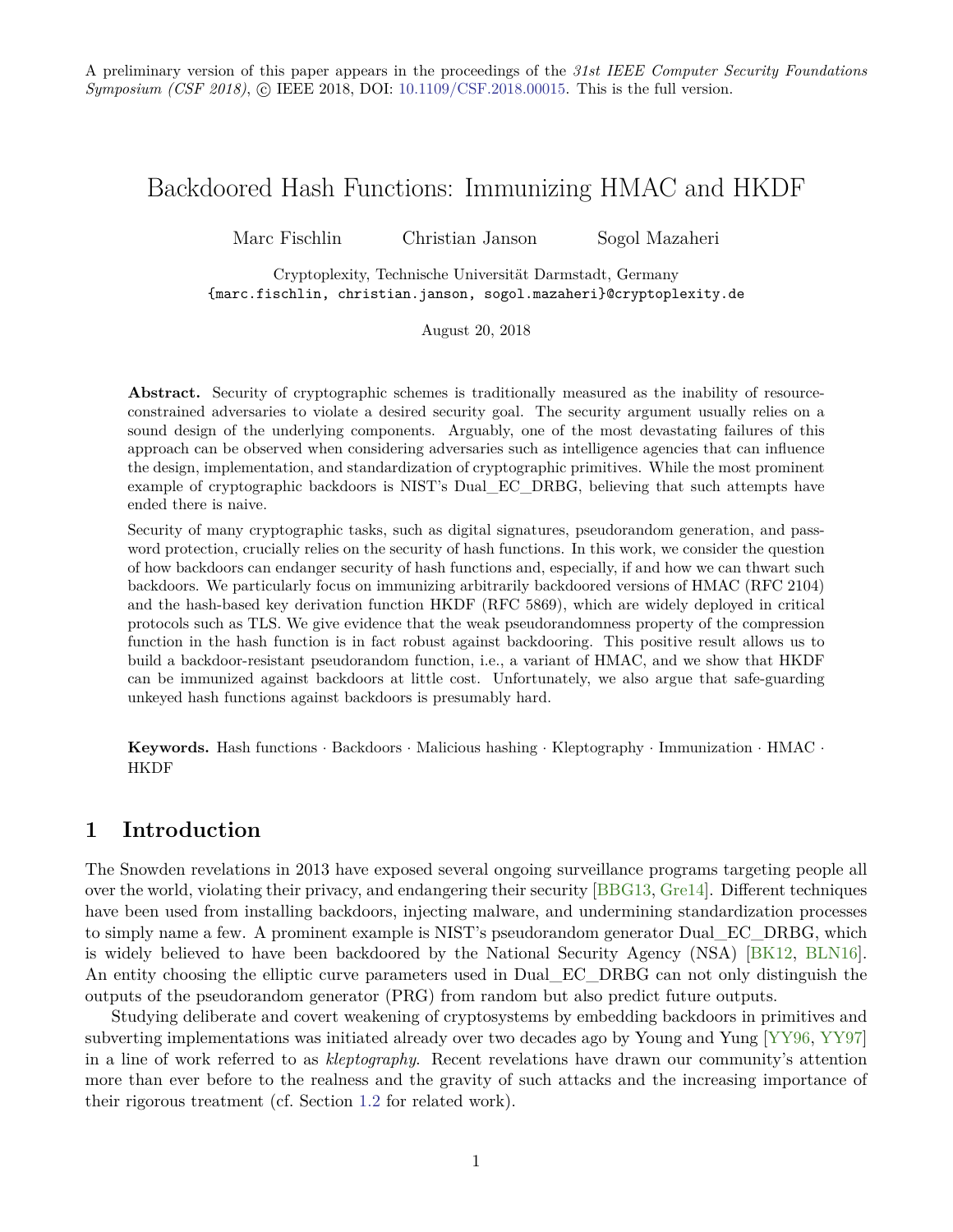A preliminary version of this paper appears in the proceedings of the *31st IEEE Computer Security Foundations Symposium (CSF 2018)*, © IEEE 2018, DOI: 10.1109/CSF.2018.00015. This is the full version.

# Backdoored Hash Functions: Immunizing HMAC and HKDF

Marc Fischlin    Christian Janson    Sogol Mazaheri

Cryptoplexity, Technische Universität Darmstadt, Germany
{marc.fischlin, christian.janson, sogol.mazaheri}@cryptoplexity.de

August 20, 2018

**Abstract.** Security of cryptographic schemes is traditionally measured as the inability of resource-constrained adversaries to violate a desired security goal. The security argument usually relies on a sound design of the underlying components. Arguably, one of the most devastating failures of this approach can be observed when considering adversaries such as intelligence agencies that can influence the design, implementation, and standardization of cryptographic primitives. While the most prominent example of cryptographic backdoors is NIST's Dual_EC_DRBG, believing that such attempts have ended there is naive.

Security of many cryptographic tasks, such as digital signatures, pseudorandom generation, and password protection, crucially relies on the security of hash functions. In this work, we consider the question of how backdoors can endanger security of hash functions and, especially, if and how we can thwart such backdoors. We particularly focus on immunizing arbitrarily backdoored versions of HMAC (RFC 2104) and the hash-based key derivation function HKDF (RFC 5869), which are widely deployed in critical protocols such as TLS. We give evidence that the weak pseudorandomness property of the compression function in the hash function is in fact robust against backdooring. This positive result allows us to build a backdoor-resistant pseudorandom function, i.e., a variant of HMAC, and we show that HKDF can be immunized against backdoors at little cost. Unfortunately, we also argue that safe-guarding unkeyed hash functions against backdoors is presumably hard.

**Keywords.** Hash functions · Backdoors · Malicious hashing · Kleptography · Immunization · HMAC · HKDF

## 1 Introduction

The Snowden revelations in 2013 have exposed several ongoing surveillance programs targeting people all over the world, violating their privacy, and endangering their security [BBG13, Gre14]. Different techniques have been used from installing backdoors, injecting malware, and undermining standardization processes to simply name a few. A prominent example is NIST's pseudorandom generator Dual_EC_DRBG, which is widely believed to have been backdoored by the National Security Agency (NSA) [BK12, BLN16]. An entity choosing the elliptic curve parameters used in Dual_EC_DRBG can not only distinguish the outputs of the pseudorandom generator (PRG) from random but also predict future outputs.

Studying deliberate and covert weakening of cryptosystems by embedding backdoors in primitives and subverting implementations was initiated already over two decades ago by Young and Yung [YY96, YY97] in a line of work referred to as *kleptography*. Recent revelations have drawn our community's attention more than ever before to the realness and the gravity of such attacks and the increasing importance of their rigorous treatment (cf. Section 1.2 for related work).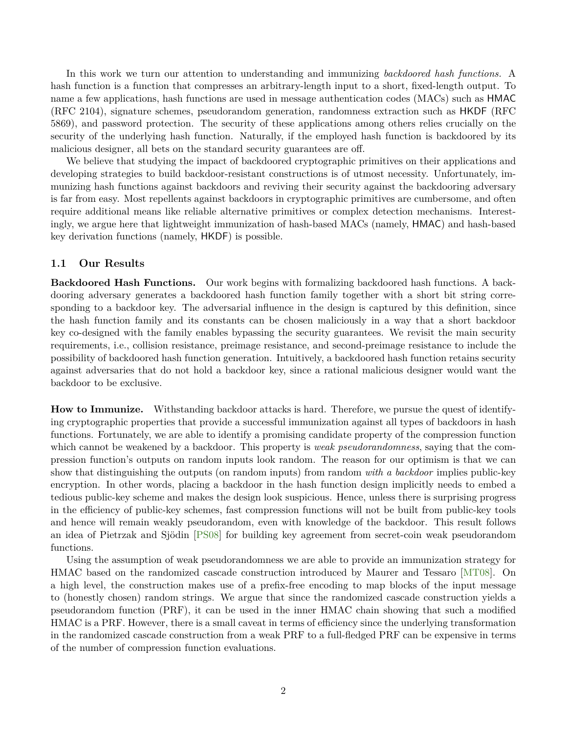In this work we turn our attention to understanding and immunizing *backdoored hash functions.* A hash function is a function that compresses an arbitrary-length input to a short, fixed-length output. To name a few applications, hash functions are used in message authentication codes (MACs) such as HMAC (RFC 2104), signature schemes, pseudorandom generation, randomness extraction such as HKDF (RFC 5869), and password protection. The security of these applications among others relies crucially on the security of the underlying hash function. Naturally, if the employed hash function is backdoored by its malicious designer, all bets on the standard security guarantees are off.

We believe that studying the impact of backdoored cryptographic primitives on their applications and developing strategies to build backdoor-resistant constructions is of utmost necessity. Unfortunately, immunizing hash functions against backdoors and reviving their security against the backdooring adversary is far from easy. Most repellents against backdoors in cryptographic primitives are cumbersome, and often require additional means like reliable alternative primitives or complex detection mechanisms. Interestingly, we argue here that lightweight immunization of hash-based MACs (namely, HMAC) and hash-based key derivation functions (namely, HKDF) is possible.

## 1.1 Our Results

**Backdoored Hash Functions.** Our work begins with formalizing backdoored hash functions. A backdooring adversary generates a backdoored hash function family together with a short bit string corresponding to a backdoor key. The adversarial influence in the design is captured by this definition, since the hash function family and its constants can be chosen maliciously in a way that a short backdoor key co-designed with the family enables bypassing the security guarantees. We revisit the main security requirements, i.e., collision resistance, preimage resistance, and second-preimage resistance to include the possibility of backdoored hash function generation. Intuitively, a backdoored hash function retains security against adversaries that do not hold a backdoor key, since a rational malicious designer would want the backdoor to be exclusive.

**How to Immunize.** Withstanding backdoor attacks is hard. Therefore, we pursue the quest of identifying cryptographic properties that provide a successful immunization against all types of backdoors in hash functions. Fortunately, we are able to identify a promising candidate property of the compression function which cannot be weakened by a backdoor. This property is *weak pseudorandomness*, saying that the compression function's outputs on random inputs look random. The reason for our optimism is that we can show that distinguishing the outputs (on random inputs) from random *with a backdoor* implies public-key encryption. In other words, placing a backdoor in the hash function design implicitly needs to embed a tedious public-key scheme and makes the design look suspicious. Hence, unless there is surprising progress in the efficiency of public-key schemes, fast compression functions will not be built from public-key tools and hence will remain weakly pseudorandom, even with knowledge of the backdoor. This result follows an idea of Pietrzak and Sjödin [PS08] for building key agreement from secret-coin weak pseudorandom functions.

Using the assumption of weak pseudorandomness we are able to provide an immunization strategy for HMAC based on the randomized cascade construction introduced by Maurer and Tessaro [MT08]. On a high level, the construction makes use of a prefix-free encoding to map blocks of the input message to (honestly chosen) random strings. We argue that since the randomized cascade construction yields a pseudorandom function (PRF), it can be used in the inner HMAC chain showing that such a modified HMAC is a PRF. However, there is a small caveat in terms of efficiency since the underlying transformation in the randomized cascade construction from a weak PRF to a full-fledged PRF can be expensive in terms of the number of compression function evaluations.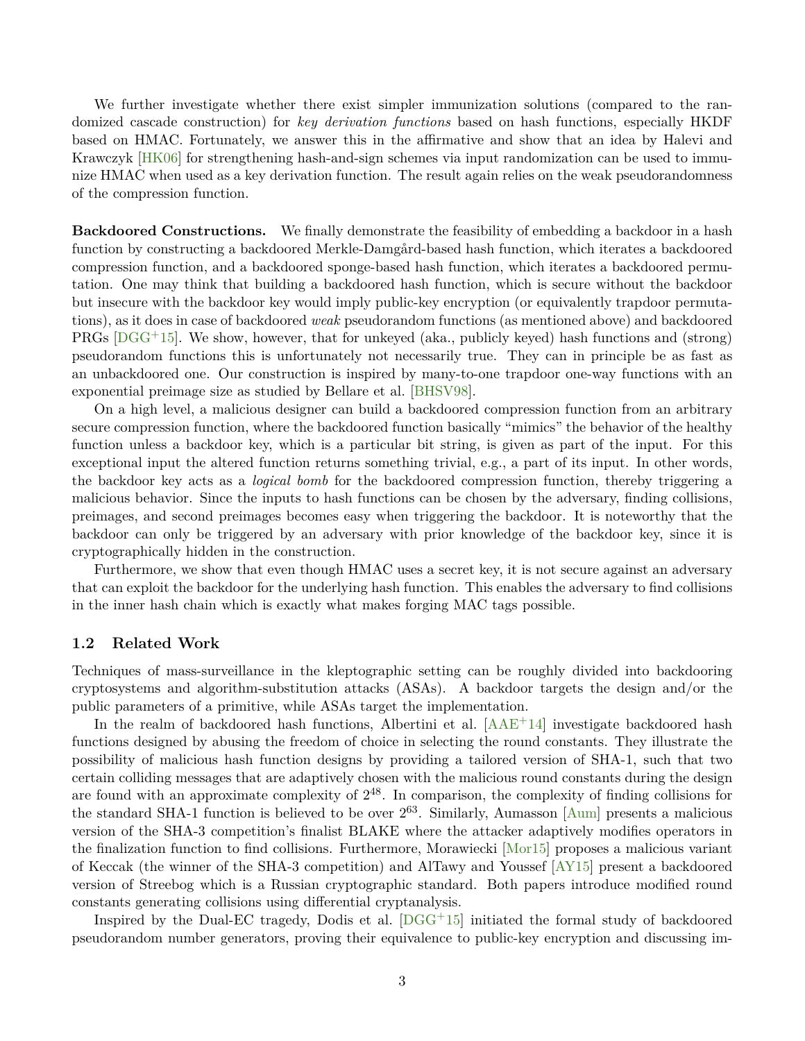We further investigate whether there exist simpler immunization solutions (compared to the randomized cascade construction) for *key derivation functions* based on hash functions, especially HKDF based on HMAC. Fortunately, we answer this in the affirmative and show that an idea by Halevi and Krawczyk [HK06] for strengthening hash-and-sign schemes via input randomization can be used to immunize HMAC when used as a key derivation function. The result again relies on the weak pseudorandomness of the compression function.

**Backdoored Constructions.** We finally demonstrate the feasibility of embedding a backdoor in a hash function by constructing a backdoored Merkle-Damgård-based hash function, which iterates a backdoored compression function, and a backdoored sponge-based hash function, which iterates a backdoored permutation. One may think that building a backdoored hash function, which is secure without the backdoor but insecure with the backdoor key would imply public-key encryption (or equivalently trapdoor permutations), as it does in case of backdoored *weak* pseudorandom functions (as mentioned above) and backdoored PRGs [DGG+15]. We show, however, that for unkeyed (aka., publicly keyed) hash functions and (strong) pseudorandom functions this is unfortunately not necessarily true. They can in principle be as fast as an unbackdoored one. Our construction is inspired by many-to-one trapdoor one-way functions with an exponential preimage size as studied by Bellare et al. [BHSV98].

On a high level, a malicious designer can build a backdoored compression function from an arbitrary secure compression function, where the backdoored function basically "mimics" the behavior of the healthy function unless a backdoor key, which is a particular bit string, is given as part of the input. For this exceptional input the altered function returns something trivial, e.g., a part of its input. In other words, the backdoor key acts as a *logical bomb* for the backdoored compression function, thereby triggering a malicious behavior. Since the inputs to hash functions can be chosen by the adversary, finding collisions, preimages, and second preimages becomes easy when triggering the backdoor. It is noteworthy that the backdoor can only be triggered by an adversary with prior knowledge of the backdoor key, since it is cryptographically hidden in the construction.

Furthermore, we show that even though HMAC uses a secret key, it is not secure against an adversary that can exploit the backdoor for the underlying hash function. This enables the adversary to find collisions in the inner hash chain which is exactly what makes forging MAC tags possible.

### 1.2 Related Work

Techniques of mass-surveillance in the kleptographic setting can be roughly divided into backdooring cryptosystems and algorithm-substitution attacks (ASAs). A backdoor targets the design and/or the public parameters of a primitive, while ASAs target the implementation.

In the realm of backdoored hash functions, Albertini et al. [AAE+14] investigate backdoored hash functions designed by abusing the freedom of choice in selecting the round constants. They illustrate the possibility of malicious hash function designs by providing a tailored version of SHA-1, such that two certain colliding messages that are adaptively chosen with the malicious round constants during the design are found with an approximate complexity of $2^{48}$. In comparison, the complexity of finding collisions for the standard SHA-1 function is believed to be over $2^{63}$. Similarly, Aumasson [Aum] presents a malicious version of the SHA-3 competition's finalist BLAKE where the attacker adaptively modifies operators in the finalization function to find collisions. Furthermore, Morawiecki [Mor15] proposes a malicious variant of Keccak (the winner of the SHA-3 competition) and AlTawy and Youssef [AY15] present a backdoored version of Streebog which is a Russian cryptographic standard. Both papers introduce modified round constants generating collisions using differential cryptanalysis.

Inspired by the Dual-EC tragedy, Dodis et al. [DGG+15] initiated the formal study of backdoored pseudorandom number generators, proving their equivalence to public-key encryption and discussing im-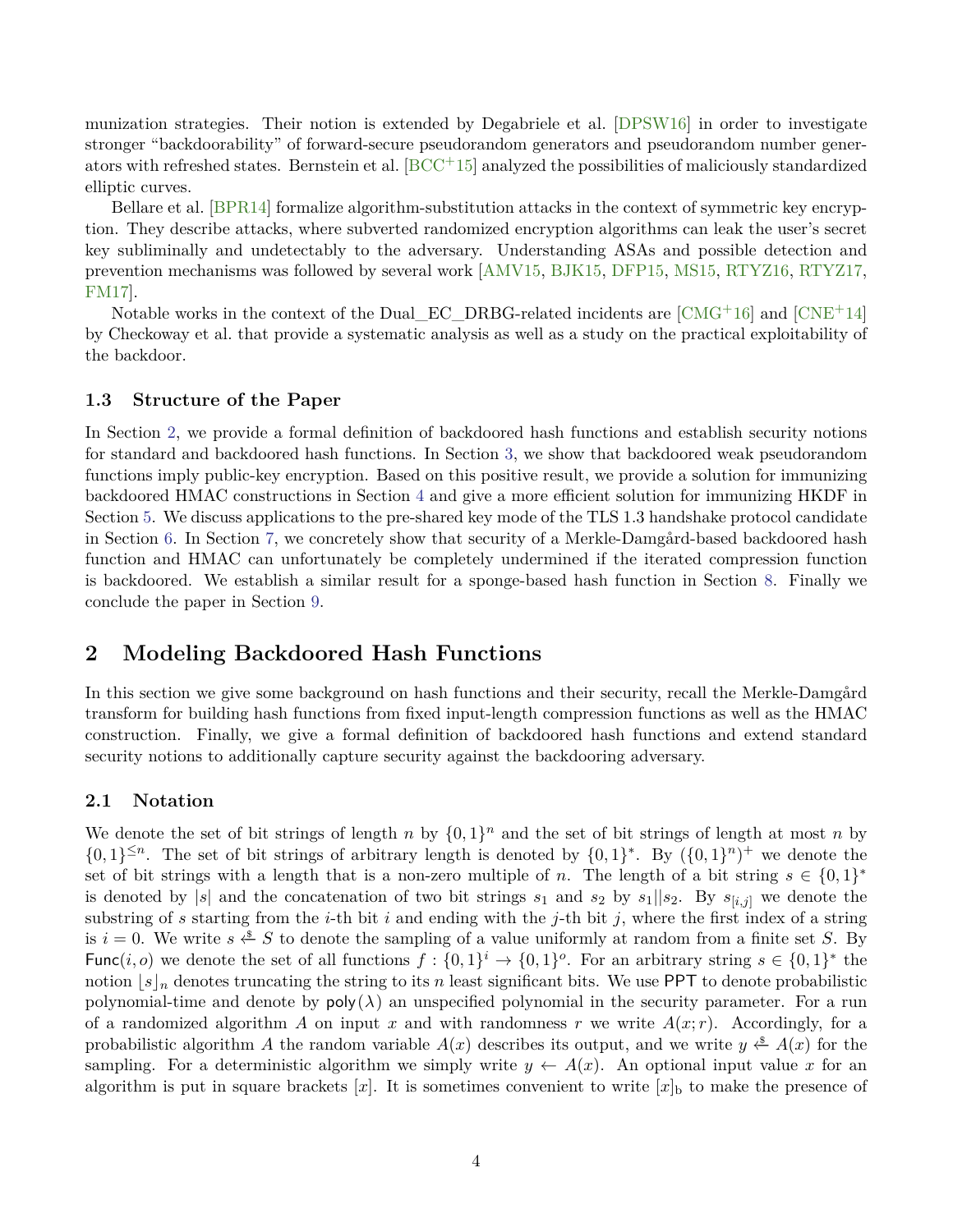munization strategies. Their notion is extended by Degabriele et al. [DPSW16] in order to investigate stronger "backdoorability" of forward-secure pseudorandom generators and pseudorandom number generators with refreshed states. Bernstein et al. [BCC+15] analyzed the possibilities of maliciously standardized elliptic curves.

Bellare et al. [BPR14] formalize algorithm-substitution attacks in the context of symmetric key encryption. They describe attacks, where subverted randomized encryption algorithms can leak the user's secret key subliminally and undetectably to the adversary. Understanding ASAs and possible detection and prevention mechanisms was followed by several work [AMV15, BJK15, DFP15, MS15, RTYZ16, RTYZ17, FM17].

Notable works in the context of the Dual_EC_DRBG-related incidents are [CMG+16] and [CNE+14] by Checkoway et al. that provide a systematic analysis as well as a study on the practical exploitability of the backdoor.

### 1.3 Structure of the Paper

In Section 2, we provide a formal definition of backdoored hash functions and establish security notions for standard and backdoored hash functions. In Section 3, we show that backdoored weak pseudorandom functions imply public-key encryption. Based on this positive result, we provide a solution for immunizing backdoored HMAC constructions in Section 4 and give a more efficient solution for immunizing HKDF in Section 5. We discuss applications to the pre-shared key mode of the TLS 1.3 handshake protocol candidate in Section 6. In Section 7, we concretely show that security of a Merkle-Damgård-based backdoored hash function and HMAC can unfortunately be completely undermined if the iterated compression function is backdoored. We establish a similar result for a sponge-based hash function in Section 8. Finally we conclude the paper in Section 9.

## 2 Modeling Backdoored Hash Functions

In this section we give some background on hash functions and their security, recall the Merkle-Damgård transform for building hash functions from fixed input-length compression functions as well as the HMAC construction. Finally, we give a formal definition of backdoored hash functions and extend standard security notions to additionally capture security against the backdooring adversary.

### 2.1 Notation

We denote the set of bit strings of length $n$ by $\{0,1\}^n$ and the set of bit strings of length at most $n$ by $\{0,1\}^{\leq n}$. The set of bit strings of arbitrary length is denoted by $\{0,1\}^*$. By $(\{0,1\}^n)^+$ we denote the set of bit strings with a length that is a non-zero multiple of $n$. The length of a bit string $s \in \{0,1\}^*$ is denoted by $|s|$ and the concatenation of two bit strings $s_1$ and $s_2$ by $s_1||s_2$. By $s_{[i,j]}$ we denote the substring of $s$ starting from the $i$-th bit $i$ and ending with the $j$-th bit $j$, where the first index of a string is $i = 0$. We write $s \xleftarrow{\$} S$ to denote the sampling of a value uniformly at random from a finite set $S$. By $\mathsf{Func}(i, o)$ we denote the set of all functions $f : \{0,1\}^i \to \{0,1\}^o$. For an arbitrary string $s \in \{0,1\}^*$ the notion $\lfloor s \rfloor_n$ denotes truncating the string to its $n$ least significant bits. We use $\mathsf{PPT}$ to denote probabilistic polynomial-time and denote by $\mathsf{poly}(\lambda)$ an unspecified polynomial in the security parameter. For a run of a randomized algorithm $A$ on input $x$ and with randomness $r$ we write $A(x; r)$. Accordingly, for a probabilistic algorithm $A$ the random variable $A(x)$ describes its output, and we write $y \xleftarrow{\$} A(x)$ for the sampling. For a deterministic algorithm we simply write $y \leftarrow A(x)$. An optional input value $x$ for an algorithm is put in square brackets $[x]$. It is sometimes convenient to write $[x]_{\mathrm{b}}$ to make the presence of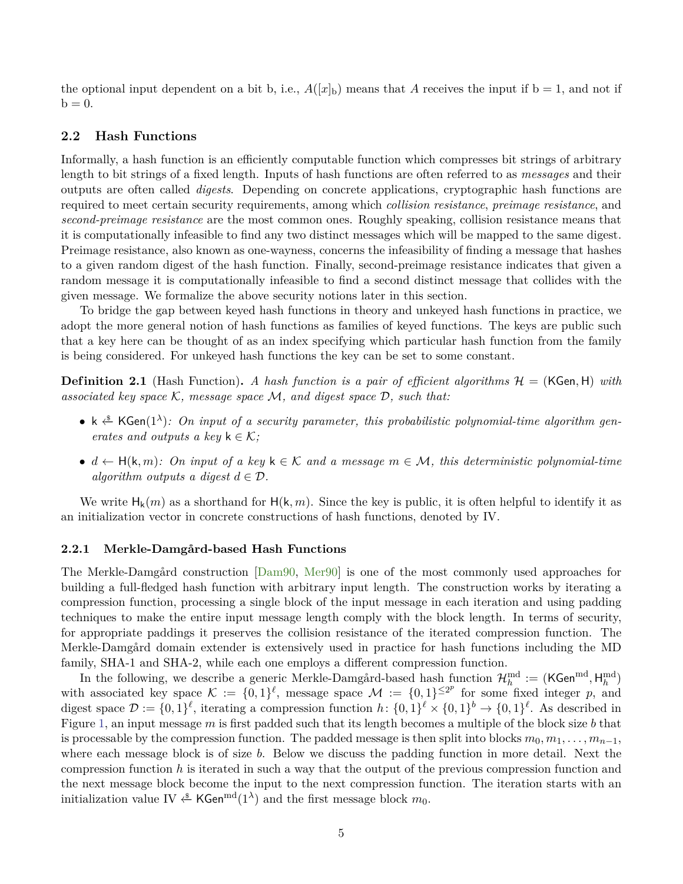the optional input dependent on a bit b, i.e., $A([x]_\mathrm{b})$ means that $A$ receives the input if $\mathrm{b} = 1$, and not if $\mathrm{b} = 0$.

## 2.2 Hash Functions

Informally, a hash function is an efficiently computable function which compresses bit strings of arbitrary length to bit strings of a fixed length. Inputs of hash functions are often referred to as *messages* and their outputs are often called *digests*. Depending on concrete applications, cryptographic hash functions are required to meet certain security requirements, among which *collision resistance*, *preimage resistance*, and *second-preimage resistance* are the most common ones. Roughly speaking, collision resistance means that it is computationally infeasible to find any two distinct messages which will be mapped to the same digest. Preimage resistance, also known as one-wayness, concerns the infeasibility of finding a message that hashes to a given random digest of the hash function. Finally, second-preimage resistance indicates that given a random message it is computationally infeasible to find a second distinct message that collides with the given message. We formalize the above security notions later in this section.

To bridge the gap between keyed hash functions in theory and unkeyed hash functions in practice, we adopt the more general notion of hash functions as families of keyed functions. The keys are public such that a key here can be thought of as an index specifying which particular hash function from the family is being considered. For unkeyed hash functions the key can be set to some constant.

**Definition 2.1** (Hash Function)**.** *A hash function is a pair of efficient algorithms $\mathcal{H} = (\mathsf{KGen}, \mathsf{H})$ with associated key space $\mathcal{K}$, message space $\mathcal{M}$, and digest space $\mathcal{D}$, such that:*

- $\mathsf{k} \xleftarrow{\$} \mathsf{KGen}(1^\lambda)$*: On input of a security parameter, this probabilistic polynomial-time algorithm generates and outputs a key $\mathsf{k} \in \mathcal{K}$;*
- $d \leftarrow \mathsf{H}(\mathsf{k}, m)$*: On input of a key $\mathsf{k} \in \mathcal{K}$ and a message $m \in \mathcal{M}$, this deterministic polynomial-time algorithm outputs a digest $d \in \mathcal{D}$.*

We write $\mathsf{H}_\mathsf{k}(m)$ as a shorthand for $\mathsf{H}(\mathsf{k}, m)$. Since the key is public, it is often helpful to identify it as an initialization vector in concrete constructions of hash functions, denoted by IV.

### 2.2.1 Merkle-Damgård-based Hash Functions

The Merkle-Damgård construction [Dam90, Mer90] is one of the most commonly used approaches for building a full-fledged hash function with arbitrary input length. The construction works by iterating a compression function, processing a single block of the input message in each iteration and using padding techniques to make the entire input message length comply with the block length. In terms of security, for appropriate paddings it preserves the collision resistance of the iterated compression function. The Merkle-Damgård domain extender is extensively used in practice for hash functions including the MD family, SHA-1 and SHA-2, while each one employs a different compression function.

In the following, we describe a generic Merkle-Damgård-based hash function $\mathcal{H}_h^{\mathrm{md}} := (\mathsf{KGen}^{\mathrm{md}}, \mathsf{H}_h^{\mathrm{md}})$ with associated key space $\mathcal{K} := \{0,1\}^\ell$, message space $\mathcal{M} := \{0,1\}^{\leq 2^p}$ for some fixed integer $p$, and digest space $\mathcal{D} := \{0,1\}^\ell$, iterating a compression function $h \colon \{0,1\}^\ell \times \{0,1\}^b \to \{0,1\}^\ell$. As described in Figure 1, an input message $m$ is first padded such that its length becomes a multiple of the block size $b$ that is processable by the compression function. The padded message is then split into blocks $m_0, m_1, \ldots, m_{n-1}$, where each message block is of size $b$. Below we discuss the padding function in more detail. Next the compression function $h$ is iterated in such a way that the output of the previous compression function and the next message block become the input to the next compression function. The iteration starts with an initialization value $\mathrm{IV} \xleftarrow{\$} \mathsf{KGen}^{\mathrm{md}}(1^\lambda)$ and the first message block $m_0$.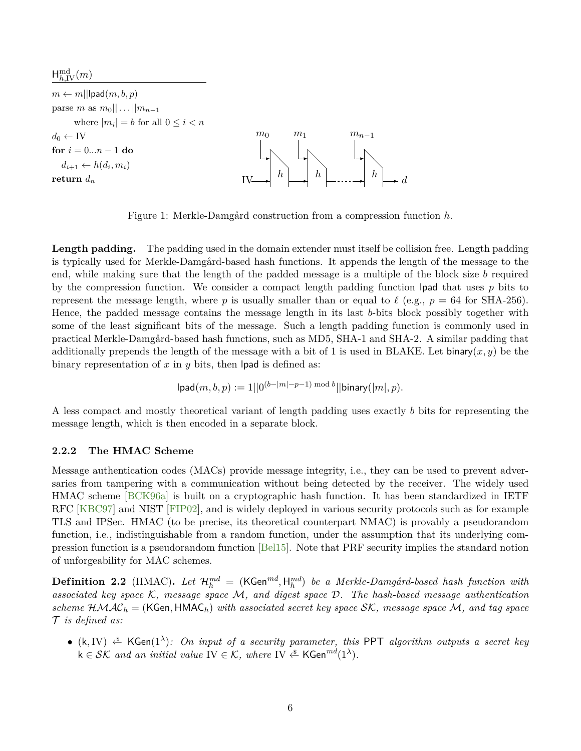$\mathsf{H}^{\mathrm{md}}_{h,\mathrm{IV}}(m)$

```
m ← m||lpad(m, b, p)
parse m as m_0||...||m_{n-1}
    where |m_i| = b for all 0 ≤ i < n
d_0 ← IV
for i = 0...n − 1 do
    d_{i+1} ← h(d_i, m_i)
return d_n
```

Figure 1: Merkle-Damgård construction from a compression function $h$.

**Length padding.** The padding used in the domain extender must itself be collision free. Length padding is typically used for Merkle-Damgård-based hash functions. It appends the length of the message to the end, while making sure that the length of the padded message is a multiple of the block size $b$ required by the compression function. We consider a compact length padding function $\mathsf{lpad}$ that uses $p$ bits to represent the message length, where $p$ is usually smaller than or equal to $\ell$ (e.g., $p = 64$ for SHA-256). Hence, the padded message contains the message length in its last $b$-bits block possibly together with some of the least significant bits of the message. Such a length padding function is commonly used in practical Merkle-Damgård-based hash functions, such as MD5, SHA-1 and SHA-2. A similar padding that additionally prepends the length of the message with a bit of 1 is used in BLAKE. Let $\mathsf{binary}(x, y)$ be the binary representation of $x$ in $y$ bits, then $\mathsf{lpad}$ is defined as:

$$\mathsf{lpad}(m, b, p) := 1||0^{(b-|m|-p-1) \bmod b}||\mathsf{binary}(|m|, p).$$

A less compact and mostly theoretical variant of length padding uses exactly $b$ bits for representing the message length, which is then encoded in a separate block.

### 2.2.2 The HMAC Scheme

Message authentication codes (MACs) provide message integrity, i.e., they can be used to prevent adversaries from tampering with a communication without being detected by the receiver. The widely used HMAC scheme [BCK96a] is built on a cryptographic hash function. It has been standardized in IETF RFC [KBC97] and NIST [FIP02], and is widely deployed in various security protocols such as for example TLS and IPSec. HMAC (to be precise, its theoretical counterpart NMAC) is provably a pseudorandom function, i.e., indistinguishable from a random function, under the assumption that its underlying compression function is a pseudorandom function [Bel15]. Note that PRF security implies the standard notion of unforgeability for MAC schemes.

**Definition 2.2** (HMAC)**.** *Let $\mathcal{H}^{md}_h = (\mathsf{KGen}^{md}, \mathsf{H}^{md}_h)$ be a Merkle-Damgård-based hash function with associated key space $\mathcal{K}$, message space $\mathcal{M}$, and digest space $\mathcal{D}$. The hash-based message authentication scheme $\mathcal{HMAC}_h = (\mathsf{KGen}, \mathsf{HMAC}_h)$ with associated secret key space $\mathcal{SK}$, message space $\mathcal{M}$, and tag space $\mathcal{T}$ is defined as:*

- $(\mathsf{k}, \mathrm{IV}) \xleftarrow{\$} \mathsf{KGen}(1^\lambda)$*: On input of a security parameter, this* PPT *algorithm outputs a secret key* $\mathsf{k} \in \mathcal{SK}$ *and an initial value* $\mathrm{IV} \in \mathcal{K}$*, where* $\mathrm{IV} \xleftarrow{\$} \mathsf{KGen}^{md}(1^\lambda)$*.*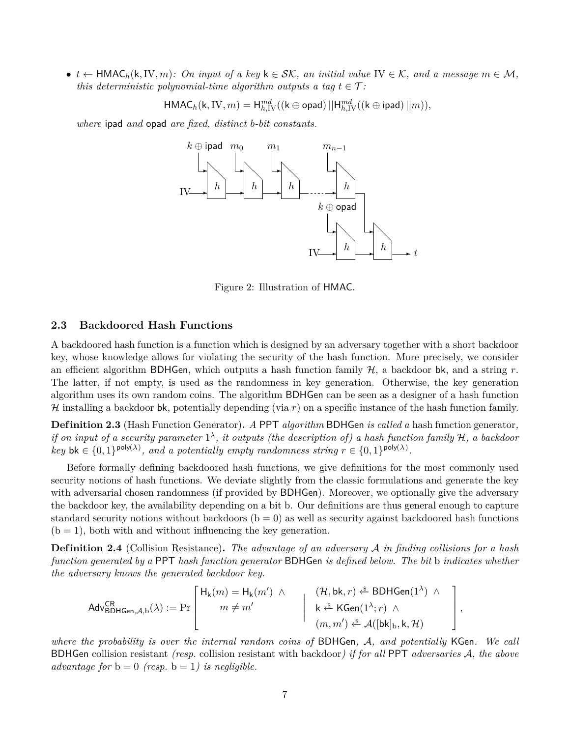- $t \leftarrow \mathsf{HMAC}_h(\mathsf{k}, \mathrm{IV}, m)$*: On input of a key* $\mathsf{k} \in \mathcal{SK}$*, an initial value* $\mathrm{IV} \in \mathcal{K}$*, and a message* $m \in \mathcal{M}$*, this deterministic polynomial-time algorithm outputs a tag* $t \in \mathcal{T}$*:*

$$\mathsf{HMAC}_h(\mathsf{k}, \mathrm{IV}, m) = \mathsf{H}^{md}_{h,\mathrm{IV}}((\mathsf{k} \oplus \mathsf{opad}) \,||\mathsf{H}^{md}_{h,\mathrm{IV}}((\mathsf{k} \oplus \mathsf{ipad}) \,||m)),$$

*where* ipad *and* opad *are fixed, distinct b-bit constants.*

Figure 2: Illustration of HMAC.

### 2.3 Backdoored Hash Functions

A backdoored hash function is a function which is designed by an adversary together with a short backdoor key, whose knowledge allows for violating the security of the hash function. More precisely, we consider an efficient algorithm BDHGen, which outputs a hash function family $\mathcal{H}$, a backdoor bk, and a string $r$. The latter, if not empty, is used as the randomness in key generation. Otherwise, the key generation algorithm uses its own random coins. The algorithm BDHGen can be seen as a designer of a hash function $\mathcal{H}$ installing a backdoor bk, potentially depending (via $r$) on a specific instance of the hash function family.

**Definition 2.3** (Hash Function Generator)**.** *A* PPT *algorithm* BDHGen *is called a* hash function generator*, if on input of a security parameter* $1^\lambda$*, it outputs (the description of) a hash function family* $\mathcal{H}$*, a backdoor key* $\mathsf{bk} \in \{0,1\}^{\mathsf{poly}(\lambda)}$*, and a potentially empty randomness string* $r \in \{0,1\}^{\mathsf{poly}(\lambda)}$*.*

Before formally defining backdoored hash functions, we give definitions for the most commonly used security notions of hash functions. We deviate slightly from the classic formulations and generate the key with adversarial chosen randomness (if provided by BDHGen). Moreover, we optionally give the adversary the backdoor key, the availability depending on a bit b. Our definitions are thus general enough to capture standard security notions without backdoors ($\mathrm{b} = 0$) as well as security against backdoored hash functions ($\mathrm{b} = 1$), both with and without influencing the key generation.

**Definition 2.4** (Collision Resistance)**.** *The advantage of an adversary* $\mathcal{A}$ *in finding collisions for a hash function generated by a* PPT *hash function generator* BDHGen *is defined below. The bit* b *indicates whether the adversary knows the generated backdoor key.*

$$\mathsf{Adv}^{\mathsf{CR}}_{\mathsf{BDHGen},\mathcal{A},\mathrm{b}}(\lambda) := \Pr\left[\begin{array}{l} \mathsf{H}_\mathsf{k}(m) = \mathsf{H}_\mathsf{k}(m') \;\wedge \\ \qquad m \neq m' \end{array} \;\middle|\; \begin{array}{l} (\mathcal{H}, \mathsf{bk}, r) \xleftarrow{\$} \mathsf{BDHGen}(1^\lambda) \;\wedge \\ \mathsf{k} \xleftarrow{\$} \mathsf{KGen}(1^\lambda; r) \;\wedge \\ (m, m') \xleftarrow{\$} \mathcal{A}([\mathsf{bk}]_\mathrm{b}, \mathsf{k}, \mathcal{H}) \end{array}\right],$$

*where the probability is over the internal random coins of* BDHGen*,* $\mathcal{A}$*, and potentially* KGen*. We call* BDHGen collision resistant *(resp.* collision resistant with backdoor*) if for all* PPT *adversaries* $\mathcal{A}$*, the above advantage for* $\mathrm{b} = 0$ *(resp.* $\mathrm{b} = 1$*) is negligible.*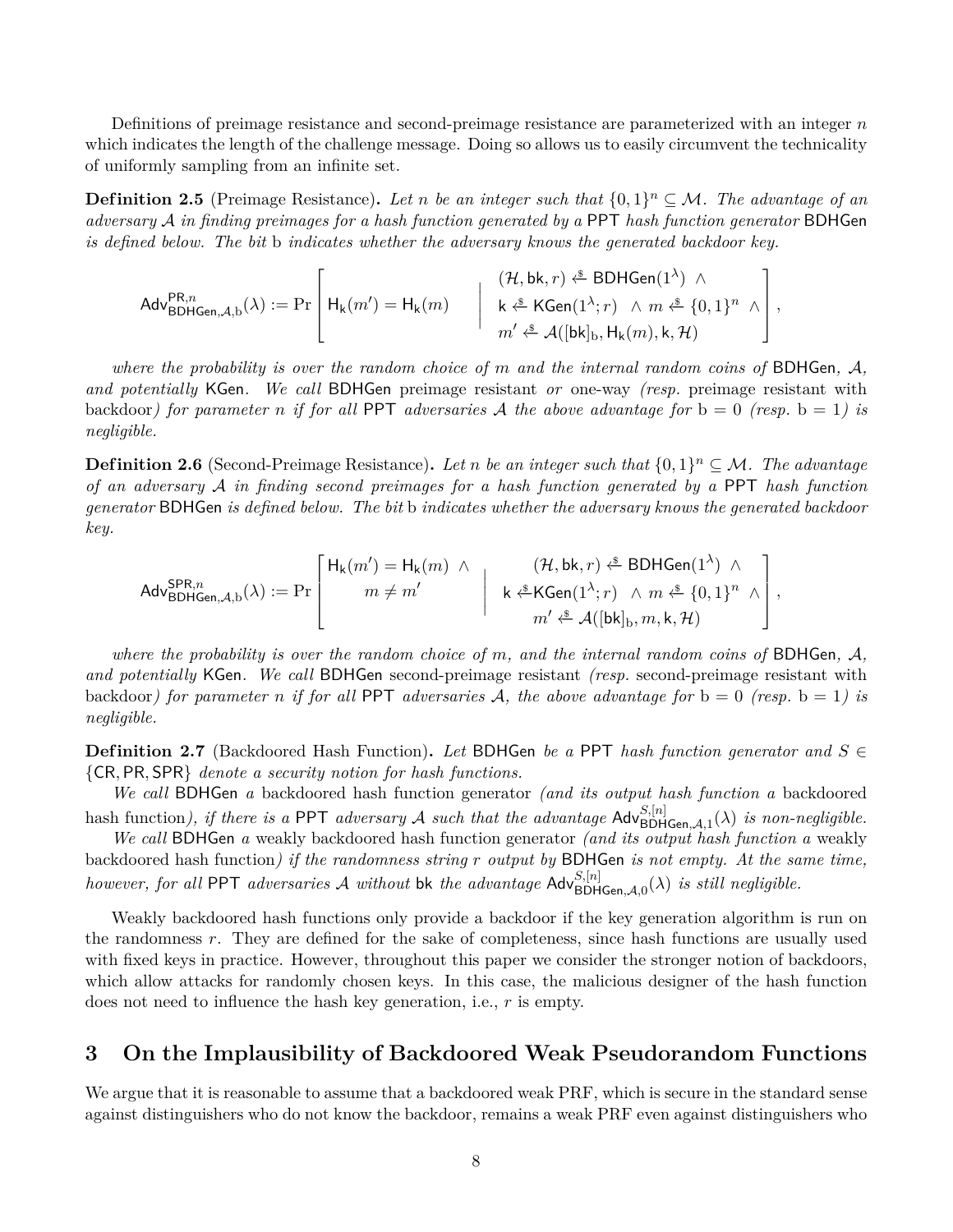Definitions of preimage resistance and second-preimage resistance are parameterized with an integer $n$ which indicates the length of the challenge message. Doing so allows us to easily circumvent the technicality of uniformly sampling from an infinite set.

**Definition 2.5** (Preimage Resistance)**.** *Let $n$ be an integer such that $\{0,1\}^n \subseteq \mathcal{M}$. The advantage of an adversary $\mathcal{A}$ in finding preimages for a hash function generated by a* PPT *hash function generator* BDHGen *is defined below. The bit* b *indicates whether the adversary knows the generated backdoor key.*

$$\mathsf{Adv}^{\mathsf{PR},n}_{\mathsf{BDHGen},\mathcal{A},\mathrm{b}}(\lambda) := \Pr\left[\mathsf{H}_{\mathsf{k}}(m') = \mathsf{H}_{\mathsf{k}}(m) \;\middle|\; \begin{array}{c} (\mathcal{H}, \mathsf{bk}, r) \xleftarrow{\$} \mathsf{BDHGen}(1^\lambda) \;\wedge \\ \mathsf{k} \xleftarrow{\$} \mathsf{KGen}(1^\lambda; r) \;\wedge\; m \xleftarrow{\$} \{0,1\}^n \;\wedge \\ m' \xleftarrow{\$} \mathcal{A}([\mathsf{bk}]_{\mathrm{b}}, \mathsf{H}_{\mathsf{k}}(m), \mathsf{k}, \mathcal{H}) \end{array}\right],$$

*where the probability is over the random choice of $m$ and the internal random coins of* BDHGen*, $\mathcal{A}$, and potentially* KGen*. We call* BDHGen preimage resistant *or* one-way *(resp.* preimage resistant with backdoor*) for parameter $n$ if for all* PPT *adversaries $\mathcal{A}$ the above advantage for* b $= 0$ *(resp.* b $= 1$*) is negligible.*

**Definition 2.6** (Second-Preimage Resistance)**.** *Let $n$ be an integer such that $\{0,1\}^n \subseteq \mathcal{M}$. The advantage of an adversary $\mathcal{A}$ in finding second preimages for a hash function generated by a* PPT *hash function generator* BDHGen *is defined below. The bit* b *indicates whether the adversary knows the generated backdoor key.*

$$\mathsf{Adv}^{\mathsf{SPR},n}_{\mathsf{BDHGen},\mathcal{A},\mathrm{b}}(\lambda) := \Pr\left[\begin{array}{c}\mathsf{H}_{\mathsf{k}}(m') = \mathsf{H}_{\mathsf{k}}(m) \;\wedge \\ m \neq m'\end{array} \;\middle|\; \begin{array}{c} (\mathcal{H}, \mathsf{bk}, r) \xleftarrow{\$} \mathsf{BDHGen}(1^\lambda) \;\wedge \\ \mathsf{k} \xleftarrow{\$} \mathsf{KGen}(1^\lambda; r) \;\wedge\; m \xleftarrow{\$} \{0,1\}^n \;\wedge \\ m' \xleftarrow{\$} \mathcal{A}([\mathsf{bk}]_{\mathrm{b}}, m, \mathsf{k}, \mathcal{H}) \end{array}\right],$$

*where the probability is over the random choice of $m$, and the internal random coins of* BDHGen*, $\mathcal{A}$, and potentially* KGen*. We call* BDHGen second-preimage resistant *(resp.* second-preimage resistant with backdoor*) for parameter $n$ if for all* PPT *adversaries $\mathcal{A}$, the above advantage for* b $= 0$ *(resp.* b $= 1$*) is negligible.*

**Definition 2.7** (Backdoored Hash Function)**.** *Let* BDHGen *be a* PPT *hash function generator and $S \in \{\mathsf{CR}, \mathsf{PR}, \mathsf{SPR}\}$ denote a security notion for hash functions.*

*We call* BDHGen *a* backdoored hash function generator *(and its output hash function a* backdoored hash function*), if there is a* PPT *adversary $\mathcal{A}$ such that the advantage $\mathsf{Adv}^{S,[n]}_{\mathsf{BDHGen},\mathcal{A},1}(\lambda)$ is non-negligible.*

*We call* BDHGen *a* weakly backdoored hash function generator *(and its output hash function a* weakly backdoored hash function*) if the randomness string $r$ output by* BDHGen *is not empty. At the same time, however, for all* PPT *adversaries $\mathcal{A}$ without* bk *the advantage $\mathsf{Adv}^{S,[n]}_{\mathsf{BDHGen},\mathcal{A},0}(\lambda)$ is still negligible.*

Weakly backdoored hash functions only provide a backdoor if the key generation algorithm is run on the randomness $r$. They are defined for the sake of completeness, since hash functions are usually used with fixed keys in practice. However, throughout this paper we consider the stronger notion of backdoors, which allow attacks for randomly chosen keys. In this case, the malicious designer of the hash function does not need to influence the hash key generation, i.e., $r$ is empty.

# 3 On the Implausibility of Backdoored Weak Pseudorandom Functions

We argue that it is reasonable to assume that a backdoored weak PRF, which is secure in the standard sense against distinguishers who do not know the backdoor, remains a weak PRF even against distinguishers who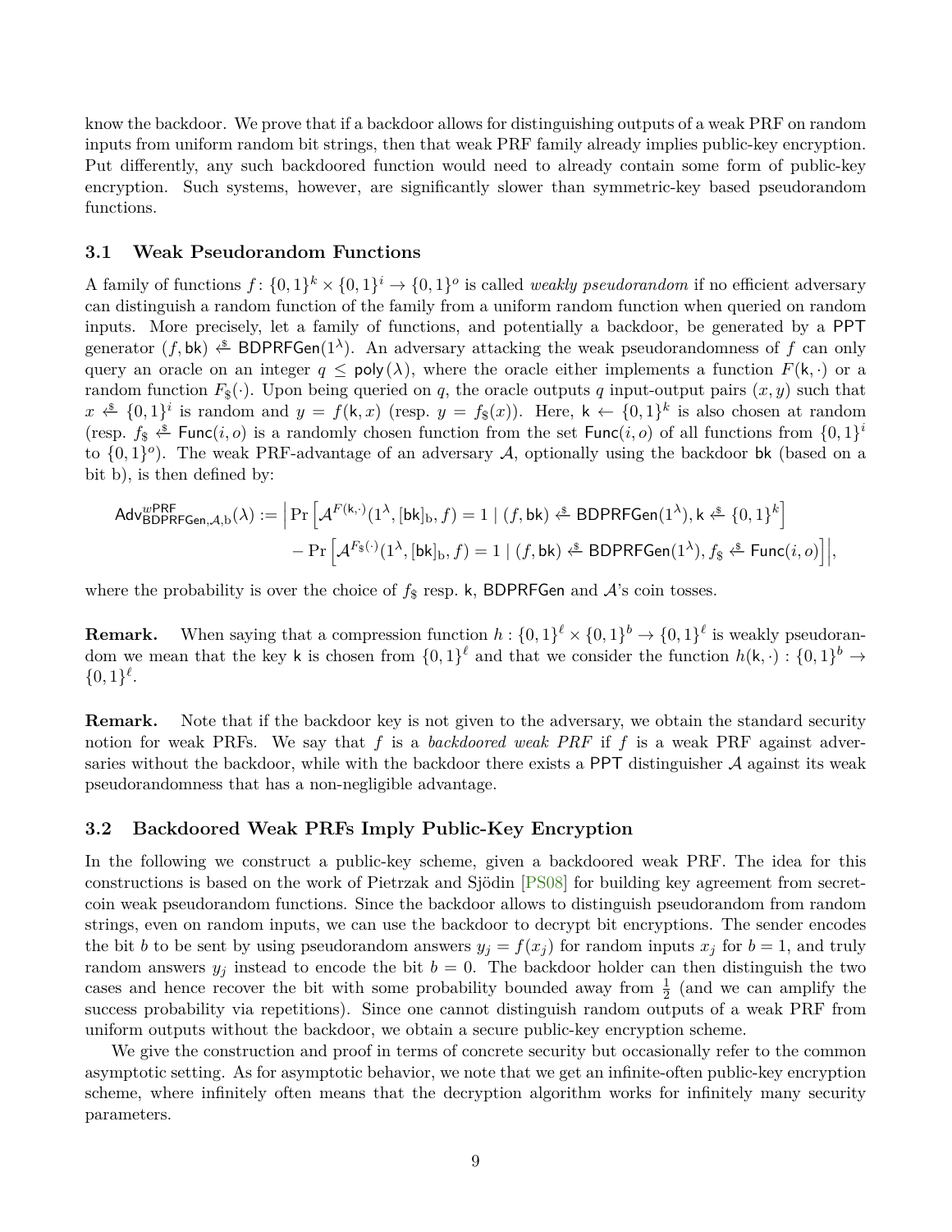know the backdoor. We prove that if a backdoor allows for distinguishing outputs of a weak PRF on random inputs from uniform random bit strings, then that weak PRF family already implies public-key encryption. Put differently, any such backdoored function would need to already contain some form of public-key encryption. Such systems, however, are significantly slower than symmetric-key based pseudorandom functions.

### 3.1 Weak Pseudorandom Functions

A family of functions $f\colon \{0,1\}^k \times \{0,1\}^i \to \{0,1\}^o$ is called *weakly pseudorandom* if no efficient adversary can distinguish a random function of the family from a uniform random function when queried on random inputs. More precisely, let a family of functions, and potentially a backdoor, be generated by a $\mathsf{PPT}$ generator $(f,\mathsf{bk}) \xleftarrow{\$} \mathsf{BDPRFGen}(1^\lambda)$. An adversary attacking the weak pseudorandomness of $f$ can only query an oracle on an integer $q \le \mathsf{poly}(\lambda)$, where the oracle either implements a function $F(\mathsf{k},\cdot)$ or a random function $F_\$(\cdot)$. Upon being queried on $q$, the oracle outputs $q$ input-output pairs $(x,y)$ such that $x \xleftarrow{\$} \{0,1\}^i$ is random and $y = f(\mathsf{k},x)$ (resp. $y = f_\$(x)$). Here, $\mathsf{k} \leftarrow \{0,1\}^k$ is also chosen at random (resp. $f_\$ \xleftarrow{\$} \mathsf{Func}(i,o)$ is a randomly chosen function from the set $\mathsf{Func}(i,o)$ of all functions from $\{0,1\}^i$ to $\{0,1\}^o$). The weak PRF-advantage of an adversary $\mathcal{A}$, optionally using the backdoor $\mathsf{bk}$ (based on a bit b), is then defined by:

$$\mathsf{Adv}^{w\mathsf{PRF}}_{\mathsf{BDPRFGen},\mathcal{A},\mathrm{b}}(\lambda) := \Big| \Pr\left[\mathcal{A}^{F(\mathsf{k},\cdot)}(1^\lambda,[\mathsf{bk}]_\mathrm{b},f) = 1 \mid (f,\mathsf{bk}) \xleftarrow{\$} \mathsf{BDPRFGen}(1^\lambda), \mathsf{k} \xleftarrow{\$} \{0,1\}^k\right] - \Pr\left[\mathcal{A}^{F_\$(\cdot)}(1^\lambda,[\mathsf{bk}]_\mathrm{b},f) = 1 \mid (f,\mathsf{bk}) \xleftarrow{\$} \mathsf{BDPRFGen}(1^\lambda), f_\$ \xleftarrow{\$} \mathsf{Func}(i,o)\right]\Big|,$$

where the probability is over the choice of $f_\$$ resp. $\mathsf{k}$, $\mathsf{BDPRFGen}$ and $\mathcal{A}$'s coin tosses.

**Remark.** When saying that a compression function $h : \{0,1\}^\ell \times \{0,1\}^b \to \{0,1\}^\ell$ is weakly pseudorandom we mean that the key $\mathsf{k}$ is chosen from $\{0,1\}^\ell$ and that we consider the function $h(\mathsf{k},\cdot) : \{0,1\}^b \to \{0,1\}^\ell$.

**Remark.** Note that if the backdoor key is not given to the adversary, we obtain the standard security notion for weak PRFs. We say that $f$ is a *backdoored weak PRF* if $f$ is a weak PRF against adversaries without the backdoor, while with the backdoor there exists a $\mathsf{PPT}$ distinguisher $\mathcal{A}$ against its weak pseudorandomness that has a non-negligible advantage.

### 3.2 Backdoored Weak PRFs Imply Public-Key Encryption

In the following we construct a public-key scheme, given a backdoored weak PRF. The idea for this constructions is based on the work of Pietrzak and Sjödin [PS08] for building key agreement from secret-coin weak pseudorandom functions. Since the backdoor allows to distinguish pseudorandom from random strings, even on random inputs, we can use the backdoor to decrypt bit encryptions. The sender encodes the bit $b$ to be sent by using pseudorandom answers $y_j = f(x_j)$ for random inputs $x_j$ for $b = 1$, and truly random answers $y_j$ instead to encode the bit $b = 0$. The backdoor holder can then distinguish the two cases and hence recover the bit with some probability bounded away from $\frac{1}{2}$ (and we can amplify the success probability via repetitions). Since one cannot distinguish random outputs of a weak PRF from uniform outputs without the backdoor, we obtain a secure public-key encryption scheme.

We give the construction and proof in terms of concrete security but occasionally refer to the common asymptotic setting. As for asymptotic behavior, we note that we get an infinite-often public-key encryption scheme, where infinitely often means that the decryption algorithm works for infinitely many security parameters.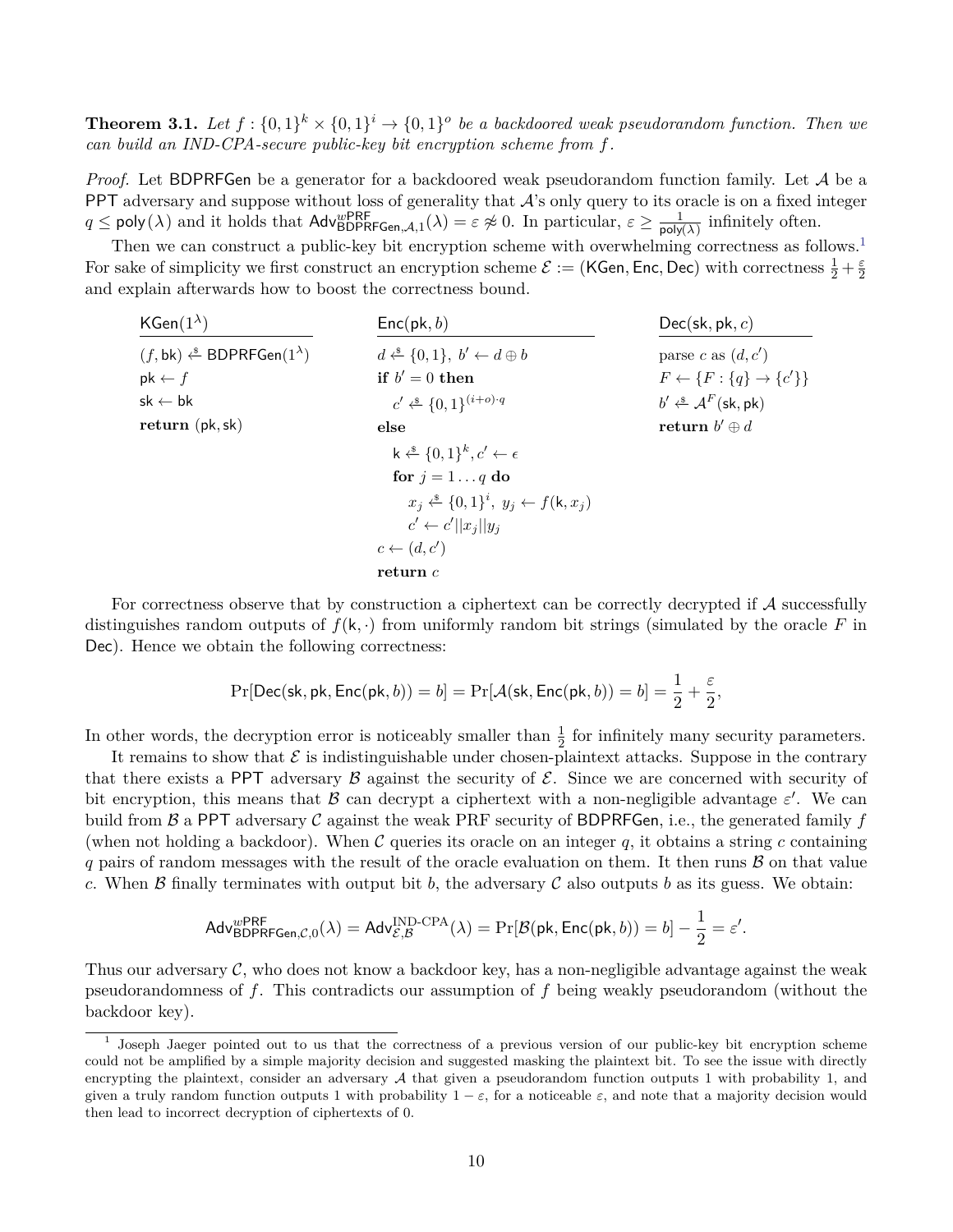**Theorem 3.1.** *Let $f : \{0,1\}^k \times \{0,1\}^i \to \{0,1\}^o$ be a backdoored weak pseudorandom function. Then we can build an IND-CPA-secure public-key bit encryption scheme from $f$.*

*Proof.* Let BDPRFGen be a generator for a backdoored weak pseudorandom function family. Let $\mathcal{A}$ be a PPT adversary and suppose without loss of generality that $\mathcal{A}$'s only query to its oracle is on a fixed integer $q \leq \mathsf{poly}(\lambda)$ and it holds that $\mathsf{Adv}^{w\mathsf{PRF}}_{\mathsf{BDPRFGen},\mathcal{A},1}(\lambda) = \varepsilon \not\approx 0$. In particular, $\varepsilon \geq \frac{1}{\mathsf{poly}(\lambda)}$ infinitely often.

Then we can construct a public-key bit encryption scheme with overwhelming correctness as follows.[1] For sake of simplicity we first construct an encryption scheme $\mathcal{E} := (\mathsf{KGen}, \mathsf{Enc}, \mathsf{Dec})$ with correctness $\frac{1}{2} + \frac{\varepsilon}{2}$ and explain afterwards how to boost the correctness bound.

```
KGen(1^λ)
  (f, bk) <-$ BDPRFGen(1^λ)
  pk <- f
  sk <- bk
  return (pk, sk)

Enc(pk, b)
  d <-$ {0,1}, b' <- d ⊕ b
  if b' = 0 then
    c' <-$ {0,1}^{(i+o)·q}
  else
    k <-$ {0,1}^k, c' <- ε
    for j = 1...q do
      x_j <-$ {0,1}^i, y_j <- f(k, x_j)
      c' <- c'||x_j||y_j
  c <- (d, c')
  return c

Dec(sk, pk, c)
  parse c as (d, c')
  F <- {F : {q} -> {c'}}
  b' <-$ A^F(sk, pk)
  return b' ⊕ d
```

For correctness observe that by construction a ciphertext can be correctly decrypted if $\mathcal{A}$ successfully distinguishes random outputs of $f(\mathsf{k}, \cdot)$ from uniformly random bit strings (simulated by the oracle $F$ in Dec). Hence we obtain the following correctness:

$$\Pr[\mathsf{Dec}(\mathsf{sk}, \mathsf{pk}, \mathsf{Enc}(\mathsf{pk}, b)) = b] = \Pr[\mathcal{A}(\mathsf{sk}, \mathsf{Enc}(\mathsf{pk}, b)) = b] = \frac{1}{2} + \frac{\varepsilon}{2},$$

In other words, the decryption error is noticeably smaller than $\frac{1}{2}$ for infinitely many security parameters.

It remains to show that $\mathcal{E}$ is indistinguishable under chosen-plaintext attacks. Suppose in the contrary that there exists a PPT adversary $\mathcal{B}$ against the security of $\mathcal{E}$. Since we are concerned with security of bit encryption, this means that $\mathcal{B}$ can decrypt a ciphertext with a non-negligible advantage $\varepsilon'$. We can build from $\mathcal{B}$ a PPT adversary $\mathcal{C}$ against the weak PRF security of BDPRFGen, i.e., the generated family $f$ (when not holding a backdoor). When $\mathcal{C}$ queries its oracle on an integer $q$, it obtains a string $c$ containing $q$ pairs of random messages with the result of the oracle evaluation on them. It then runs $\mathcal{B}$ on that value $c$. When $\mathcal{B}$ finally terminates with output bit $b$, the adversary $\mathcal{C}$ also outputs $b$ as its guess. We obtain:

$$\mathsf{Adv}^{w\mathsf{PRF}}_{\mathsf{BDPRFGen},\mathcal{C},0}(\lambda) = \mathsf{Adv}^{\text{IND-CPA}}_{\mathcal{E},\mathcal{B}}(\lambda) = \Pr[\mathcal{B}(\mathsf{pk}, \mathsf{Enc}(\mathsf{pk}, b)) = b] - \frac{1}{2} = \varepsilon'.$$

Thus our adversary $\mathcal{C}$, who does not know a backdoor key, has a non-negligible advantage against the weak pseudorandomness of $f$. This contradicts our assumption of $f$ being weakly pseudorandom (without the backdoor key).

[1] Joseph Jaeger pointed out to us that the correctness of a previous version of our public-key bit encryption scheme could not be amplified by a simple majority decision and suggested masking the plaintext bit. To see the issue with directly encrypting the plaintext, consider an adversary $\mathcal{A}$ that given a pseudorandom function outputs 1 with probability 1, and given a truly random function outputs 1 with probability $1 - \varepsilon$, for a noticeable $\varepsilon$, and note that a majority decision would then lead to incorrect decryption of ciphertexts of 0.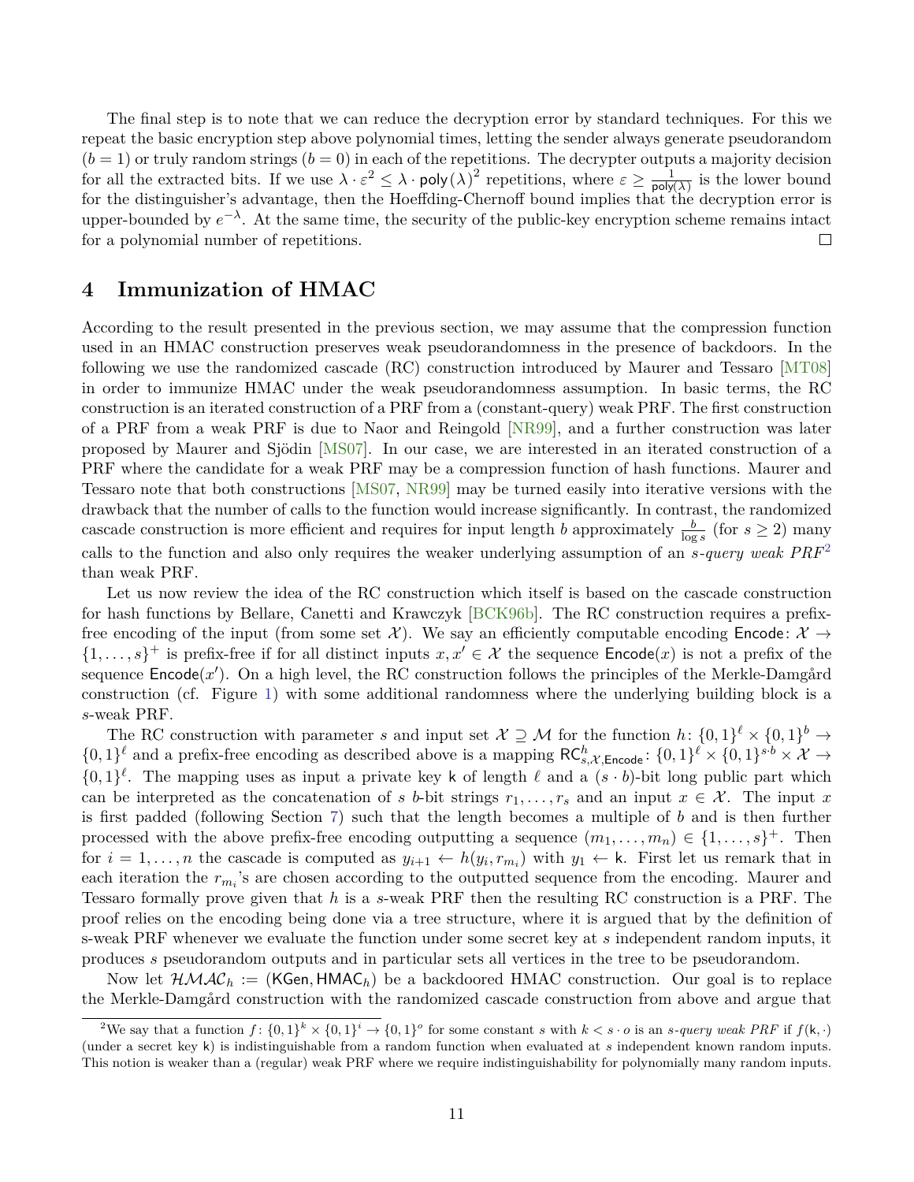The final step is to note that we can reduce the decryption error by standard techniques. For this we repeat the basic encryption step above polynomial times, letting the sender always generate pseudorandom ($b = 1$) or truly random strings ($b = 0$) in each of the repetitions. The decrypter outputs a majority decision for all the extracted bits. If we use $\lambda \cdot \varepsilon^2 \leq \lambda \cdot \mathsf{poly}(\lambda)^2$ repetitions, where $\varepsilon \geq \frac{1}{\mathsf{poly}(\lambda)}$ is the lower bound for the distinguisher's advantage, then the Hoeffding-Chernoff bound implies that the decryption error is upper-bounded by $e^{-\lambda}$. At the same time, the security of the public-key encryption scheme remains intact for a polynomial number of repetitions. □

## 4 Immunization of HMAC

According to the result presented in the previous section, we may assume that the compression function used in an HMAC construction preserves weak pseudorandomness in the presence of backdoors. In the following we use the randomized cascade (RC) construction introduced by Maurer and Tessaro [MT08] in order to immunize HMAC under the weak pseudorandomness assumption. In basic terms, the RC construction is an iterated construction of a PRF from a (constant-query) weak PRF. The first construction of a PRF from a weak PRF is due to Naor and Reingold [NR99], and a further construction was later proposed by Maurer and Sjödin [MS07]. In our case, we are interested in an iterated construction of a PRF where the candidate for a weak PRF may be a compression function of hash functions. Maurer and Tessaro note that both constructions [MS07, NR99] may be turned easily into iterative versions with the drawback that the number of calls to the function would increase significantly. In contrast, the randomized cascade construction is more efficient and requires for input length $b$ approximately $\frac{b}{\log s}$ (for $s \geq 2$) many calls to the function and also only requires the weaker underlying assumption of an *s-query weak PRF*[2] than weak PRF.

Let us now review the idea of the RC construction which itself is based on the cascade construction for hash functions by Bellare, Canetti and Krawczyk [BCK96b]. The RC construction requires a prefix-free encoding of the input (from some set $\mathcal{X}$). We say an efficiently computable encoding $\mathsf{Encode}\colon \mathcal{X} \to \{1, \ldots, s\}^+$ is prefix-free if for all distinct inputs $x, x' \in \mathcal{X}$ the sequence $\mathsf{Encode}(x)$ is not a prefix of the sequence $\mathsf{Encode}(x')$. On a high level, the RC construction follows the principles of the Merkle-Damgård construction (cf. Figure 1) with some additional randomness where the underlying building block is a $s$-weak PRF.

The RC construction with parameter $s$ and input set $\mathcal{X} \supseteq \mathcal{M}$ for the function $h\colon \{0,1\}^\ell \times \{0,1\}^b \to \{0,1\}^\ell$ and a prefix-free encoding as described above is a mapping $\mathsf{RC}^h_{s,\mathcal{X},\mathsf{Encode}}\colon \{0,1\}^\ell \times \{0,1\}^{s \cdot b} \times \mathcal{X} \to \{0,1\}^\ell$. The mapping uses as input a private key $\mathsf{k}$ of length $\ell$ and a $(s \cdot b)$-bit long public part which can be interpreted as the concatenation of $s$ $b$-bit strings $r_1, \ldots, r_s$ and an input $x \in \mathcal{X}$. The input $x$ is first padded (following Section 7) such that the length becomes a multiple of $b$ and is then further processed with the above prefix-free encoding outputting a sequence $(m_1, \ldots, m_n) \in \{1, \ldots, s\}^+$. Then for $i = 1, \ldots, n$ the cascade is computed as $y_{i+1} \leftarrow h(y_i, r_{m_i})$ with $y_1 \leftarrow \mathsf{k}$. First let us remark that in each iteration the $r_{m_i}$'s are chosen according to the outputted sequence from the encoding. Maurer and Tessaro formally prove given that $h$ is a $s$-weak PRF then the resulting RC construction is a PRF. The proof relies on the encoding being done via a tree structure, where it is argued that by the definition of s-weak PRF whenever we evaluate the function under some secret key at $s$ independent random inputs, it produces $s$ pseudorandom outputs and in particular sets all vertices in the tree to be pseudorandom.

Now let $\mathcal{HMAC}_h := (\mathsf{KGen}, \mathsf{HMAC}_h)$ be a backdoored HMAC construction. Our goal is to replace the Merkle-Damgård construction with the randomized cascade construction from above and argue that

[2] We say that a function $f\colon \{0,1\}^k \times \{0,1\}^i \to \{0,1\}^o$ for some constant $s$ with $k < s \cdot o$ is an *s-query weak PRF* if $f(\mathsf{k}, \cdot)$ (under a secret key $\mathsf{k}$) is indistinguishable from a random function when evaluated at $s$ independent known random inputs. This notion is weaker than a (regular) weak PRF where we require indistinguishability for polynomially many random inputs.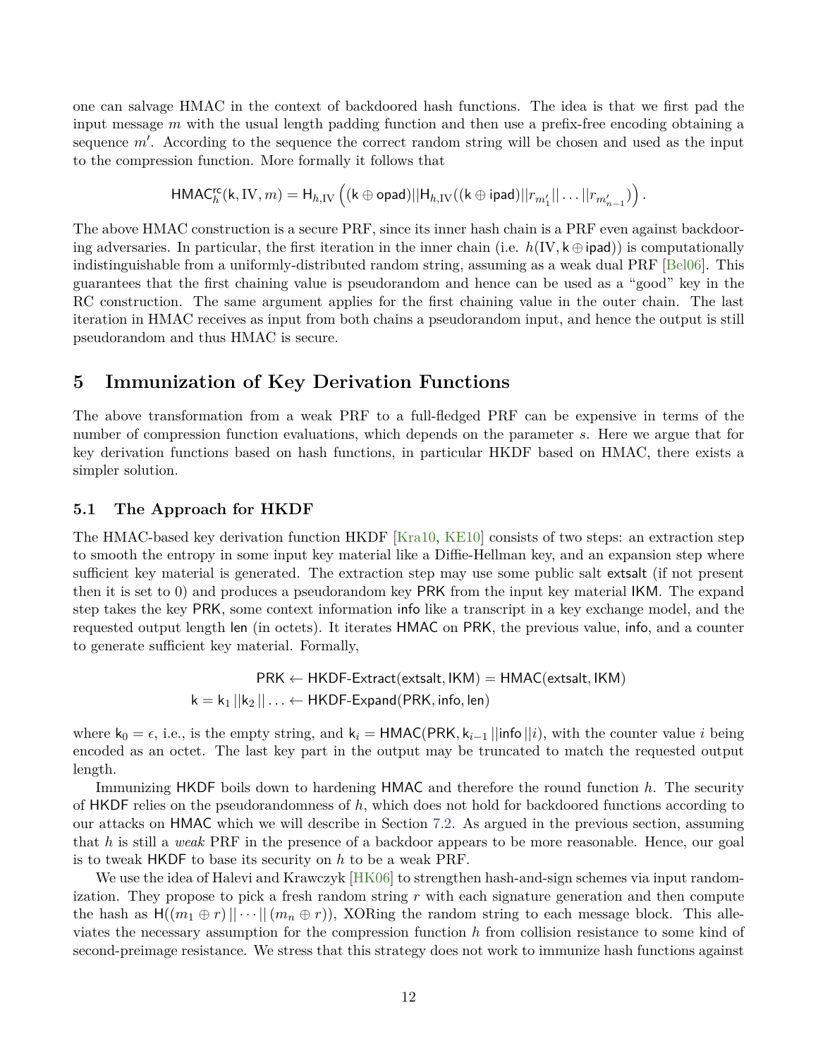one can salvage HMAC in the context of backdoored hash functions. The idea is that we first pad the input message $m$ with the usual length padding function and then use a prefix-free encoding obtaining a sequence $m'$. According to the sequence the correct random string will be chosen and used as the input to the compression function. More formally it follows that

$$\mathsf{HMAC}^{\mathsf{rc}}_h(\mathsf{k}, \mathrm{IV}, m) = \mathsf{H}_{h,\mathrm{IV}}\left((\mathsf{k} \oplus \mathsf{opad})||\mathsf{H}_{h,\mathrm{IV}}((\mathsf{k} \oplus \mathsf{ipad})||r_{m'_1}|| \dots ||r_{m'_{n-1}})\right).$$

The above HMAC construction is a secure PRF, since its inner hash chain is a PRF even against backdooring adversaries. In particular, the first iteration in the inner chain (i.e. $h(\mathrm{IV}, \mathsf{k} \oplus \mathsf{ipad})$) is computationally indistinguishable from a uniformly-distributed random string, assuming as a weak dual PRF [Bel06]. This guarantees that the first chaining value is pseudorandom and hence can be used as a "good" key in the RC construction. The same argument applies for the first chaining value in the outer chain. The last iteration in HMAC receives as input from both chains a pseudorandom input, and hence the output is still pseudorandom and thus HMAC is secure.

# 5 Immunization of Key Derivation Functions

The above transformation from a weak PRF to a full-fledged PRF can be expensive in terms of the number of compression function evaluations, which depends on the parameter $s$. Here we argue that for key derivation functions based on hash functions, in particular HKDF based on HMAC, there exists a simpler solution.

## 5.1 The Approach for HKDF

The HMAC-based key derivation function HKDF [Kra10, KE10] consists of two steps: an extraction step to smooth the entropy in some input key material like a Diffie-Hellman key, and an expansion step where sufficient key material is generated. The extraction step may use some public salt extsalt (if not present then it is set to 0) and produces a pseudorandom key PRK from the input key material IKM. The expand step takes the key PRK, some context information info like a transcript in a key exchange model, and the requested output length len (in octets). It iterates HMAC on PRK, the previous value, info, and a counter to generate sufficient key material. Formally,

$$\mathsf{PRK} \leftarrow \mathsf{HKDF\text{-}Extract}(\mathsf{extsalt}, \mathsf{IKM}) = \mathsf{HMAC}(\mathsf{extsalt}, \mathsf{IKM})$$
$$\mathsf{k} = \mathsf{k}_1 ||\mathsf{k}_2 || \dots \leftarrow \mathsf{HKDF\text{-}Expand}(\mathsf{PRK}, \mathsf{info}, \mathsf{len})$$

where $\mathsf{k}_0 = \epsilon$, i.e., is the empty string, and $\mathsf{k}_i = \mathsf{HMAC}(\mathsf{PRK}, \mathsf{k}_{i-1} ||\mathsf{info} ||i)$, with the counter value $i$ being encoded as an octet. The last key part in the output may be truncated to match the requested output length.

Immunizing HKDF boils down to hardening HMAC and therefore the round function $h$. The security of HKDF relies on the pseudorandomness of $h$, which does not hold for backdoored functions according to our attacks on HMAC which we will describe in Section 7.2. As argued in the previous section, assuming that $h$ is still a *weak* PRF in the presence of a backdoor appears to be more reasonable. Hence, our goal is to tweak HKDF to base its security on $h$ to be a weak PRF.

We use the idea of Halevi and Krawczyk [HK06] to strengthen hash-and-sign schemes via input randomization. They propose to pick a fresh random string $r$ with each signature generation and then compute the hash as $\mathsf{H}((m_1 \oplus r) || \cdots || (m_n \oplus r))$, XORing the random string to each message block. This alleviates the necessary assumption for the compression function $h$ from collision resistance to some kind of second-preimage resistance. We stress that this strategy does not work to immunize hash functions against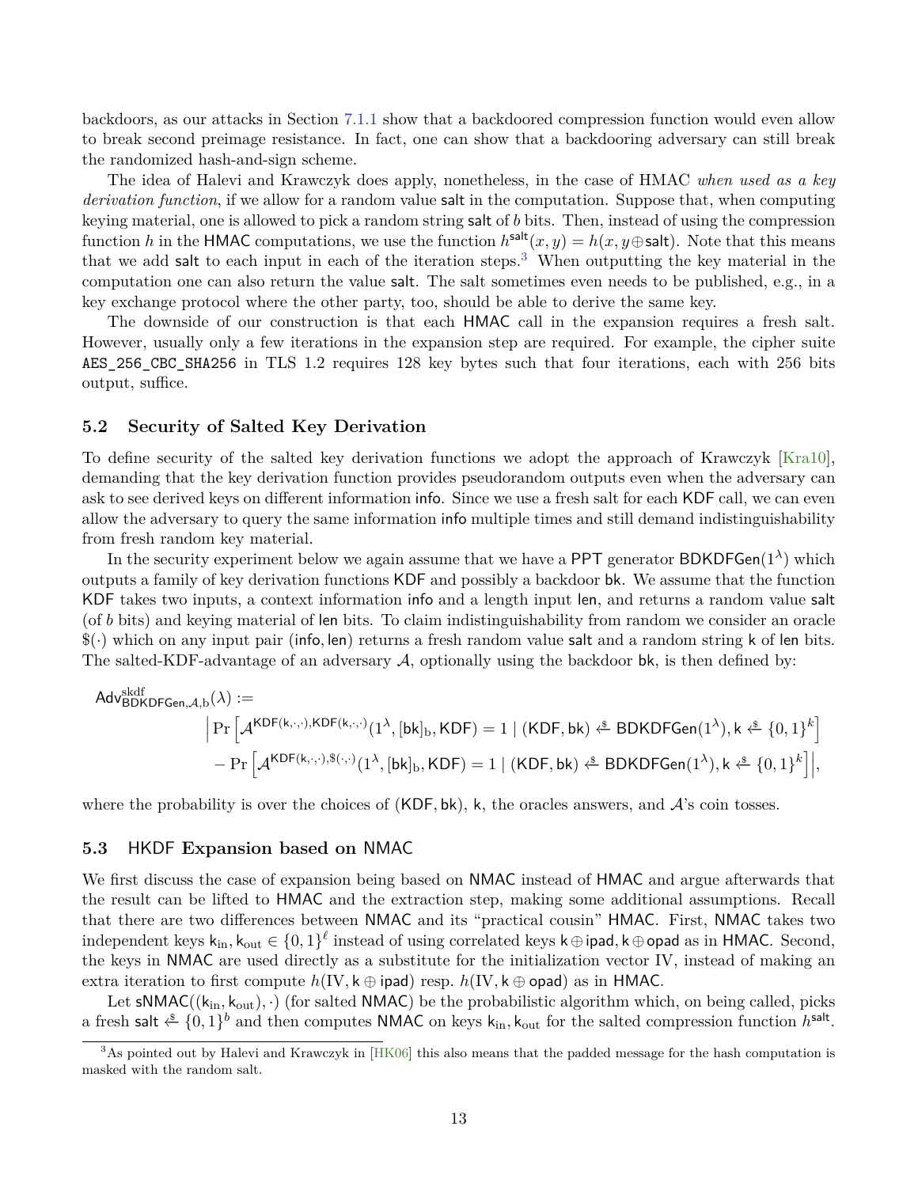backdoors, as our attacks in Section 7.1.1 show that a backdoored compression function would even allow to break second preimage resistance. In fact, one can show that a backdooring adversary can still break the randomized hash-and-sign scheme.

The idea of Halevi and Krawczyk does apply, nonetheless, in the case of HMAC *when used as a key derivation function*, if we allow for a random value salt in the computation. Suppose that, when computing keying material, one is allowed to pick a random string salt of $b$ bits. Then, instead of using the compression function $h$ in the HMAC computations, we use the function $h^{\mathsf{salt}}(x, y) = h(x, y \oplus \mathsf{salt})$. Note that this means that we add salt to each input in each of the iteration steps.[3] When outputting the key material in the computation one can also return the value salt. The salt sometimes even needs to be published, e.g., in a key exchange protocol where the other party, too, should be able to derive the same key.

The downside of our construction is that each HMAC call in the expansion requires a fresh salt. However, usually only a few iterations in the expansion step are required. For example, the cipher suite `AES_256_CBC_SHA256` in TLS 1.2 requires 128 key bytes such that four iterations, each with 256 bits output, suffice.

### 5.2 Security of Salted Key Derivation

To define security of the salted key derivation functions we adopt the approach of Krawczyk [Kra10], demanding that the key derivation function provides pseudorandom outputs even when the adversary can ask to see derived keys on different information info. Since we use a fresh salt for each KDF call, we can even allow the adversary to query the same information info multiple times and still demand indistinguishability from fresh random key material.

In the security experiment below we again assume that we have a PPT generator $\mathsf{BDKDFGen}(1^\lambda)$ which outputs a family of key derivation functions KDF and possibly a backdoor bk. We assume that the function KDF takes two inputs, a context information info and a length input len, and returns a random value salt (of $b$ bits) and keying material of len bits. To claim indistinguishability from random we consider an oracle $\$(\cdot)$ which on any input pair (info, len) returns a fresh random value salt and a random string k of len bits. The salted-KDF-advantage of an adversary $\mathcal{A}$, optionally using the backdoor bk, is then defined by:

$$\begin{aligned}
&\mathsf{Adv}^{\mathrm{skdf}}_{\mathsf{BDKDFGen},\mathcal{A},\mathrm{b}}(\lambda) := \\
&\qquad \Big| \Pr\Big[\mathcal{A}^{\mathsf{KDF}(\mathsf{k},\cdot,\cdot),\mathsf{KDF}(\mathsf{k},\cdot,\cdot)}(1^\lambda, [\mathsf{bk}]_{\mathrm{b}}, \mathsf{KDF}) = 1 \mid (\mathsf{KDF}, \mathsf{bk}) \xleftarrow{\$} \mathsf{BDKDFGen}(1^\lambda), \mathsf{k} \xleftarrow{\$} \{0,1\}^k\Big] \\
&\qquad - \Pr\Big[\mathcal{A}^{\mathsf{KDF}(\mathsf{k},\cdot,\cdot),\$(\cdot,\cdot)}(1^\lambda, [\mathsf{bk}]_{\mathrm{b}}, \mathsf{KDF}) = 1 \mid (\mathsf{KDF}, \mathsf{bk}) \xleftarrow{\$} \mathsf{BDKDFGen}(1^\lambda), \mathsf{k} \xleftarrow{\$} \{0,1\}^k\Big]\Big|,
\end{aligned}$$

where the probability is over the choices of (KDF, bk), k, the oracles answers, and $\mathcal{A}$'s coin tosses.

### 5.3 HKDF Expansion based on NMAC

We first discuss the case of expansion being based on NMAC instead of HMAC and argue afterwards that the result can be lifted to HMAC and the extraction step, making some additional assumptions. Recall that there are two differences between NMAC and its "practical cousin" HMAC. First, NMAC takes two independent keys $\mathsf{k}_{\mathrm{in}}, \mathsf{k}_{\mathrm{out}} \in \{0,1\}^\ell$ instead of using correlated keys $\mathsf{k} \oplus \mathsf{ipad}, \mathsf{k} \oplus \mathsf{opad}$ as in HMAC. Second, the keys in NMAC are used directly as a substitute for the initialization vector IV, instead of making an extra iteration to first compute $h(\mathrm{IV}, \mathsf{k} \oplus \mathsf{ipad})$ resp. $h(\mathrm{IV}, \mathsf{k} \oplus \mathsf{opad})$ as in HMAC.

Let $\mathsf{sNMAC}((\mathsf{k}_{\mathrm{in}}, \mathsf{k}_{\mathrm{out}}), \cdot)$ (for salted NMAC) be the probabilistic algorithm which, on being called, picks a fresh $\mathsf{salt} \xleftarrow{\$} \{0,1\}^b$ and then computes NMAC on keys $\mathsf{k}_{\mathrm{in}}, \mathsf{k}_{\mathrm{out}}$ for the salted compression function $h^{\mathsf{salt}}$.

[3] As pointed out by Halevi and Krawczyk in [HK06] this also means that the padded message for the hash computation is masked with the random salt.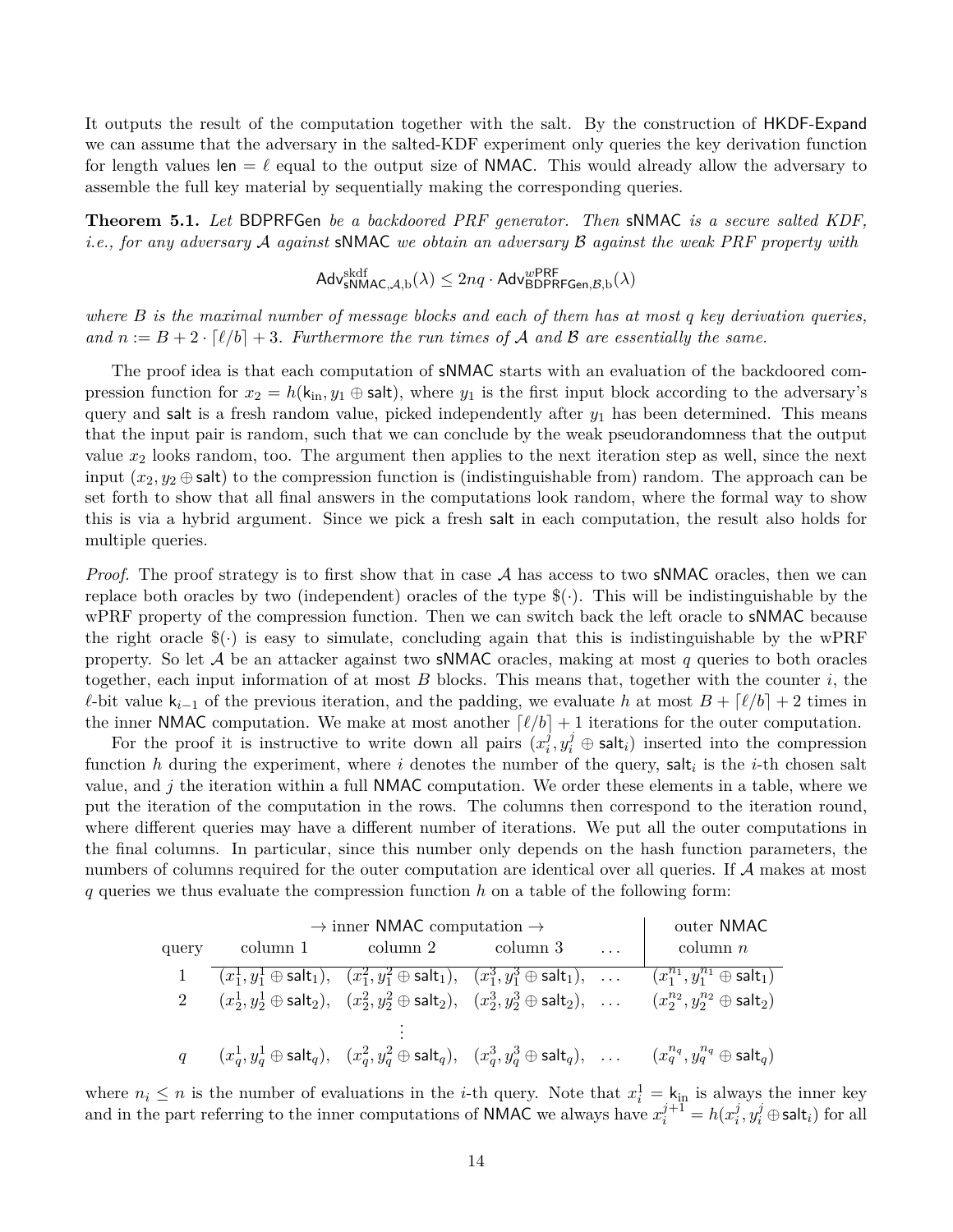It outputs the result of the computation together with the salt. By the construction of HKDF-Expand we can assume that the adversary in the salted-KDF experiment only queries the key derivation function for length values $\mathsf{len} = \ell$ equal to the output size of NMAC. This would already allow the adversary to assemble the full key material by sequentially making the corresponding queries.

**Theorem 5.1.** *Let* BDPRFGen *be a backdoored PRF generator. Then* sNMAC *is a secure salted KDF, i.e., for any adversary $\mathcal{A}$ against* sNMAC *we obtain an adversary $\mathcal{B}$ against the weak PRF property with*

$$\mathsf{Adv}^{\text{skdf}}_{\mathsf{sNMAC},\mathcal{A},\text{b}}(\lambda) \leq 2nq \cdot \mathsf{Adv}^{w\mathsf{PRF}}_{\mathsf{BDPRFGen},\mathcal{B},\text{b}}(\lambda)$$

*where $B$ is the maximal number of message blocks and each of them has at most $q$ key derivation queries, and $n := B + 2 \cdot \lceil \ell/b \rceil + 3$. Furthermore the run times of $\mathcal{A}$ and $\mathcal{B}$ are essentially the same.*

The proof idea is that each computation of sNMAC starts with an evaluation of the backdoored compression function for $x_2 = h(\mathsf{k}_{\text{in}}, y_1 \oplus \mathsf{salt})$, where $y_1$ is the first input block according to the adversary's query and salt is a fresh random value, picked independently after $y_1$ has been determined. This means that the input pair is random, such that we can conclude by the weak pseudorandomness that the output value $x_2$ looks random, too. The argument then applies to the next iteration step as well, since the next input $(x_2, y_2 \oplus \mathsf{salt})$ to the compression function is (indistinguishable from) random. The approach can be set forth to show that all final answers in the computations look random, where the formal way to show this is via a hybrid argument. Since we pick a fresh salt in each computation, the result also holds for multiple queries.

*Proof.* The proof strategy is to first show that in case $\mathcal{A}$ has access to two sNMAC oracles, then we can replace both oracles by two (independent) oracles of the type $\$(\cdot)$. This will be indistinguishable by the wPRF property of the compression function. Then we can switch back the left oracle to sNMAC because the right oracle $\$(\cdot)$ is easy to simulate, concluding again that this is indistinguishable by the wPRF property. So let $\mathcal{A}$ be an attacker against two sNMAC oracles, making at most $q$ queries to both oracles together, each input information of at most $B$ blocks. This means that, together with the counter $i$, the $\ell$-bit value $\mathsf{k}_{i-1}$ of the previous iteration, and the padding, we evaluate $h$ at most $B + \lceil \ell/b \rceil + 2$ times in the inner NMAC computation. We make at most another $\lceil \ell/b \rceil + 1$ iterations for the outer computation.

For the proof it is instructive to write down all pairs $(x_i^j, y_i^j \oplus \mathsf{salt}_i)$ inserted into the compression function $h$ during the experiment, where $i$ denotes the number of the query, $\mathsf{salt}_i$ is the $i$-th chosen salt value, and $j$ the iteration within a full NMAC computation. We order these elements in a table, where we put the iteration of the computation in the rows. The columns then correspond to the iteration round, where different queries may have a different number of iterations. We put all the outer computations in the final columns. In particular, since this number only depends on the hash function parameters, the numbers of columns required for the outer computation are identical over all queries. If $\mathcal{A}$ makes at most $q$ queries we thus evaluate the compression function $h$ on a table of the following form:

| | $\rightarrow$ inner NMAC computation $\rightarrow$ | | | | outer NMAC |
|---|---|---|---|---|---|
| query | column 1 | column 2 | column 3 | $\dots$ | column $n$ |
| 1 | $(x_1^1, y_1^1 \oplus \mathsf{salt}_1)$, | $(x_1^2, y_1^2 \oplus \mathsf{salt}_1)$, | $(x_1^3, y_1^3 \oplus \mathsf{salt}_1)$, | $\dots$ | $(x_1^{n_1}, y_1^{n_1} \oplus \mathsf{salt}_1)$ |
| 2 | $(x_2^1, y_2^1 \oplus \mathsf{salt}_2)$, | $(x_2^2, y_2^2 \oplus \mathsf{salt}_2)$, | $(x_2^3, y_2^3 \oplus \mathsf{salt}_2)$, | $\dots$ | $(x_2^{n_2}, y_2^{n_2} \oplus \mathsf{salt}_2)$ |
| | | $\vdots$ | | | |
| $q$ | $(x_q^1, y_q^1 \oplus \mathsf{salt}_q)$, | $(x_q^2, y_q^2 \oplus \mathsf{salt}_q)$, | $(x_q^3, y_q^3 \oplus \mathsf{salt}_q)$, | $\dots$ | $(x_q^{n_q}, y_q^{n_q} \oplus \mathsf{salt}_q)$ |

where $n_i \leq n$ is the number of evaluations in the $i$-th query. Note that $x_i^1 = \mathsf{k}_{\text{in}}$ is always the inner key and in the part referring to the inner computations of NMAC we always have $x_i^{j+1} = h(x_i^j, y_i^j \oplus \mathsf{salt}_i)$ for all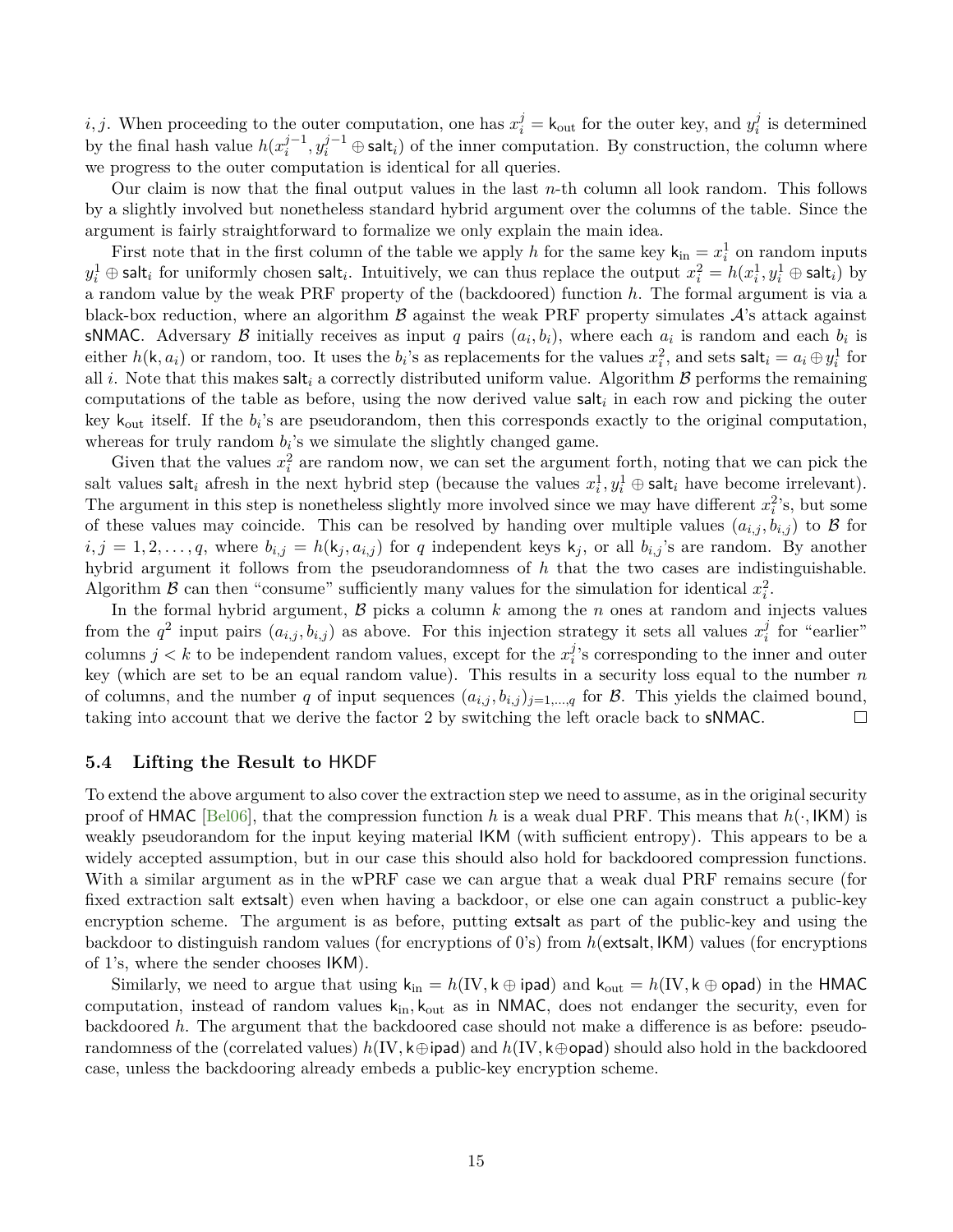$i, j$. When proceeding to the outer computation, one has $x_i^j = \mathsf{k}_{\text{out}}$ for the outer key, and $y_i^j$ is determined by the final hash value $h(x_i^{j-1}, y_i^{j-1} \oplus \mathsf{salt}_i)$ of the inner computation. By construction, the column where we progress to the outer computation is identical for all queries.

Our claim is now that the final output values in the last $n$-th column all look random. This follows by a slightly involved but nonetheless standard hybrid argument over the columns of the table. Since the argument is fairly straightforward to formalize we only explain the main idea.

First note that in the first column of the table we apply $h$ for the same key $\mathsf{k}_{\text{in}} = x_i^1$ on random inputs $y_i^1 \oplus \mathsf{salt}_i$ for uniformly chosen $\mathsf{salt}_i$. Intuitively, we can thus replace the output $x_i^2 = h(x_i^1, y_i^1 \oplus \mathsf{salt}_i)$ by a random value by the weak PRF property of the (backdoored) function $h$. The formal argument is via a black-box reduction, where an algorithm $\mathcal{B}$ against the weak PRF property simulates $\mathcal{A}$'s attack against sNMAC. Adversary $\mathcal{B}$ initially receives as input $q$ pairs $(a_i, b_i)$, where each $a_i$ is random and each $b_i$ is either $h(\mathsf{k}, a_i)$ or random, too. It uses the $b_i$'s as replacements for the values $x_i^2$, and sets $\mathsf{salt}_i = a_i \oplus y_i^1$ for all $i$. Note that this makes $\mathsf{salt}_i$ a correctly distributed uniform value. Algorithm $\mathcal{B}$ performs the remaining computations of the table as before, using the now derived value $\mathsf{salt}_i$ in each row and picking the outer key $\mathsf{k}_{\text{out}}$ itself. If the $b_i$'s are pseudorandom, then this corresponds exactly to the original computation, whereas for truly random $b_i$'s we simulate the slightly changed game.

Given that the values $x_i^2$ are random now, we can set the argument forth, noting that we can pick the salt values $\mathsf{salt}_i$ afresh in the next hybrid step (because the values $x_i^1, y_i^1 \oplus \mathsf{salt}_i$ have become irrelevant). The argument in this step is nonetheless slightly more involved since we may have different $x_i^2$'s, but some of these values may coincide. This can be resolved by handing over multiple values $(a_{i,j}, b_{i,j})$ to $\mathcal{B}$ for $i, j = 1, 2, \ldots, q$, where $b_{i,j} = h(\mathsf{k}_j, a_{i,j})$ for $q$ independent keys $\mathsf{k}_j$, or all $b_{i,j}$'s are random. By another hybrid argument it follows from the pseudorandomness of $h$ that the two cases are indistinguishable. Algorithm $\mathcal{B}$ can then "consume" sufficiently many values for the simulation for identical $x_i^2$.

In the formal hybrid argument, $\mathcal{B}$ picks a column $k$ among the $n$ ones at random and injects values from the $q^2$ input pairs $(a_{i,j}, b_{i,j})$ as above. For this injection strategy it sets all values $x_i^j$ for "earlier" columns $j < k$ to be independent random values, except for the $x_i^j$'s corresponding to the inner and outer key (which are set to be an equal random value). This results in a security loss equal to the number $n$ of columns, and the number $q$ of input sequences $(a_{i,j}, b_{i,j})_{j=1,\ldots,q}$ for $\mathcal{B}$. This yields the claimed bound, taking into account that we derive the factor 2 by switching the left oracle back to sNMAC. □

### 5.4 Lifting the Result to HKDF

To extend the above argument to also cover the extraction step we need to assume, as in the original security proof of HMAC [Bel06], that the compression function $h$ is a weak dual PRF. This means that $h(\cdot, \mathsf{IKM})$ is weakly pseudorandom for the input keying material IKM (with sufficient entropy). This appears to be a widely accepted assumption, but in our case this should also hold for backdoored compression functions. With a similar argument as in the wPRF case we can argue that a weak dual PRF remains secure (for fixed extraction salt extsalt) even when having a backdoor, or else one can again construct a public-key encryption scheme. The argument is as before, putting extsalt as part of the public-key and using the backdoor to distinguish random values (for encryptions of 0's) from $h(\mathsf{extsalt}, \mathsf{IKM})$ values (for encryptions of 1's, where the sender chooses IKM).

Similarly, we need to argue that using $\mathsf{k}_{\text{in}} = h(\text{IV}, \mathsf{k} \oplus \mathsf{ipad})$ and $\mathsf{k}_{\text{out}} = h(\text{IV}, \mathsf{k} \oplus \mathsf{opad})$ in the HMAC computation, instead of random values $\mathsf{k}_{\text{in}}, \mathsf{k}_{\text{out}}$ as in NMAC, does not endanger the security, even for backdoored $h$. The argument that the backdoored case should not make a difference is as before: pseudorandomness of the (correlated values) $h(\text{IV}, \mathsf{k} \oplus \mathsf{ipad})$ and $h(\text{IV}, \mathsf{k} \oplus \mathsf{opad})$ should also hold in the backdoored case, unless the backdooring already embeds a public-key encryption scheme.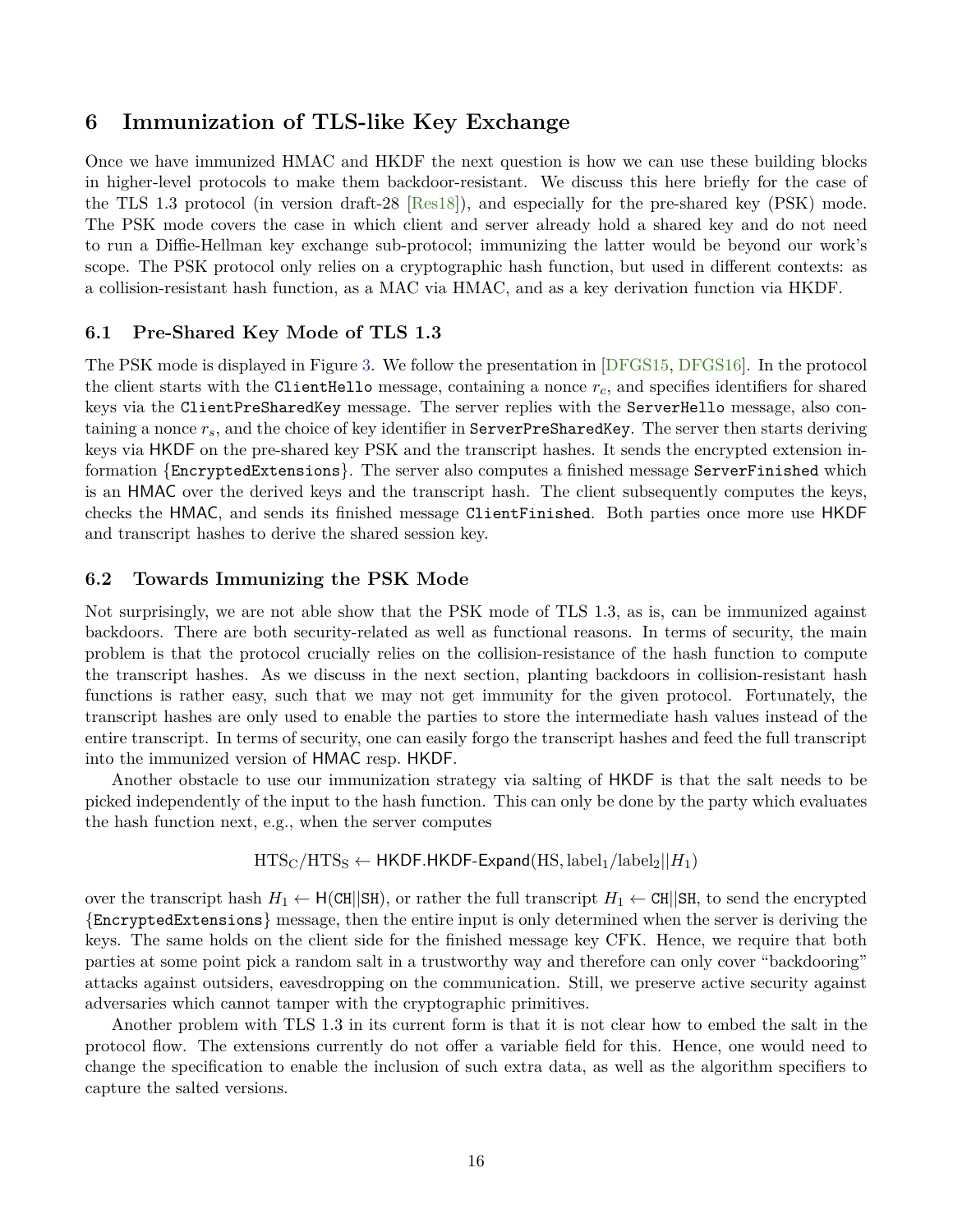## 6 Immunization of TLS-like Key Exchange

Once we have immunized HMAC and HKDF the next question is how we can use these building blocks in higher-level protocols to make them backdoor-resistant. We discuss this here briefly for the case of the TLS 1.3 protocol (in version draft-28 [Res18]), and especially for the pre-shared key (PSK) mode. The PSK mode covers the case in which client and server already hold a shared key and do not need to run a Diffie-Hellman key exchange sub-protocol; immunizing the latter would be beyond our work's scope. The PSK protocol only relies on a cryptographic hash function, but used in different contexts: as a collision-resistant hash function, as a MAC via HMAC, and as a key derivation function via HKDF.

### 6.1 Pre-Shared Key Mode of TLS 1.3

The PSK mode is displayed in Figure 3. We follow the presentation in [DFGS15, DFGS16]. In the protocol the client starts with the `ClientHello` message, containing a nonce $r_c$, and specifies identifiers for shared keys via the `ClientPreSharedKey` message. The server replies with the `ServerHello` message, also containing a nonce $r_s$, and the choice of key identifier in `ServerPreSharedKey`. The server then starts deriving keys via HKDF on the pre-shared key PSK and the transcript hashes. It sends the encrypted extension information {`EncryptedExtensions`}. The server also computes a finished message `ServerFinished` which is an HMAC over the derived keys and the transcript hash. The client subsequently computes the keys, checks the HMAC, and sends its finished message `ClientFinished`. Both parties once more use HKDF and transcript hashes to derive the shared session key.

### 6.2 Towards Immunizing the PSK Mode

Not surprisingly, we are not able show that the PSK mode of TLS 1.3, as is, can be immunized against backdoors. There are both security-related as well as functional reasons. In terms of security, the main problem is that the protocol crucially relies on the collision-resistance of the hash function to compute the transcript hashes. As we discuss in the next section, planting backdoors in collision-resistant hash functions is rather easy, such that we may not get immunity for the given protocol. Fortunately, the transcript hashes are only used to enable the parties to store the intermediate hash values instead of the entire transcript. In terms of security, one can easily forgo the transcript hashes and feed the full transcript into the immunized version of HMAC resp. HKDF.

Another obstacle to use our immunization strategy via salting of HKDF is that the salt needs to be picked independently of the input to the hash function. This can only be done by the party which evaluates the hash function next, e.g., when the server computes

$$\mathrm{HTS_C}/\mathrm{HTS_S} \leftarrow \mathsf{HKDF}.\mathsf{HKDF\text{-}Expand}(\mathrm{HS}, \mathrm{label}_1/\mathrm{label}_2||H_1)$$

over the transcript hash $H_1 \leftarrow \mathsf{H}(\mathtt{CH}||\mathtt{SH})$, or rather the full transcript $H_1 \leftarrow \mathtt{CH}||\mathtt{SH}$, to send the encrypted {`EncryptedExtensions`} message, then the entire input is only determined when the server is deriving the keys. The same holds on the client side for the finished message key CFK. Hence, we require that both parties at some point pick a random salt in a trustworthy way and therefore can only cover "backdooring" attacks against outsiders, eavesdropping on the communication. Still, we preserve active security against adversaries which cannot tamper with the cryptographic primitives.

Another problem with TLS 1.3 in its current form is that it is not clear how to embed the salt in the protocol flow. The extensions currently do not offer a variable field for this. Hence, one would need to change the specification to enable the inclusion of such extra data, as well as the algorithm specifiers to capture the salted versions.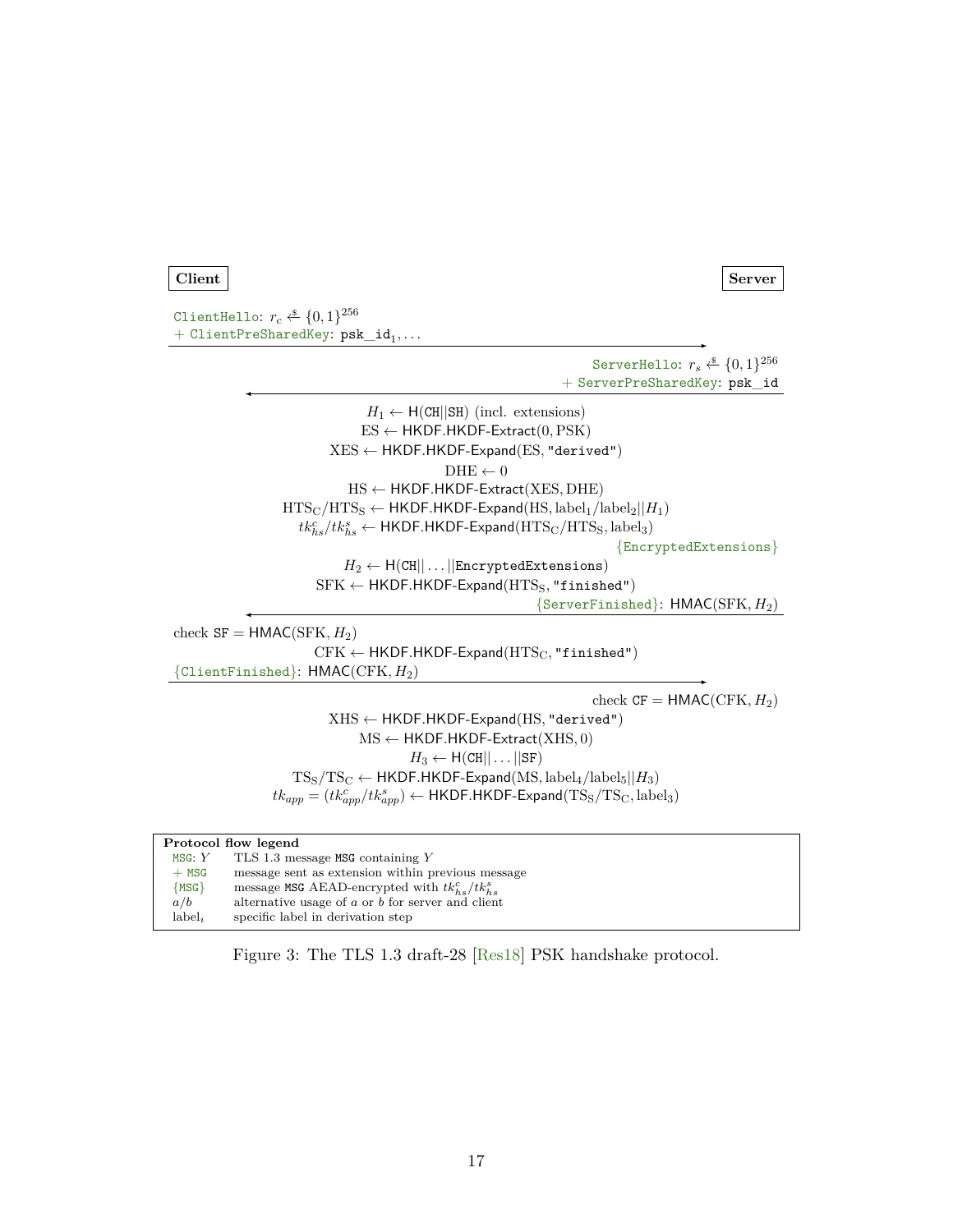**Client** **Server**

ClientHello: $r_c \xleftarrow{\$} \{0,1\}^{256}$
$+$ ClientPreSharedKey: psk_id$_1, \ldots$

→

ServerHello: $r_s \xleftarrow{\$} \{0,1\}^{256}$
$+$ ServerPreSharedKey: psk_id

←

$H_1 \leftarrow \mathsf{H}(\texttt{CH}||\texttt{SH})$ (incl. extensions)

$\mathrm{ES} \leftarrow \mathsf{HKDF.HKDF\text{-}Extract}(0, \mathrm{PSK})$

$\mathrm{XES} \leftarrow \mathsf{HKDF.HKDF\text{-}Expand}(\mathrm{ES}, \texttt{"derived"})$

$\mathrm{DHE} \leftarrow 0$

$\mathrm{HS} \leftarrow \mathsf{HKDF.HKDF\text{-}Extract}(\mathrm{XES}, \mathrm{DHE})$

$\mathrm{HTS_C}/\mathrm{HTS_S} \leftarrow \mathsf{HKDF.HKDF\text{-}Expand}(\mathrm{HS}, \mathrm{label}_1/\mathrm{label}_2||H_1)$

$tk^c_{hs}/tk^s_{hs} \leftarrow \mathsf{HKDF.HKDF\text{-}Expand}(\mathrm{HTS_C}/\mathrm{HTS_S}, \mathrm{label}_3)$

{EncryptedExtensions}

$H_2 \leftarrow \mathsf{H}(\texttt{CH}||\ldots||\texttt{EncryptedExtensions})$

$\mathrm{SFK} \leftarrow \mathsf{HKDF.HKDF\text{-}Expand}(\mathrm{HTS_S}, \texttt{"finished"})$

{ServerFinished}: $\mathsf{HMAC}(\mathrm{SFK}, H_2)$

←

check $\texttt{SF} = \mathsf{HMAC}(\mathrm{SFK}, H_2)$

$\mathrm{CFK} \leftarrow \mathsf{HKDF.HKDF\text{-}Expand}(\mathrm{HTS_C}, \texttt{"finished"})$

{ClientFinished}: $\mathsf{HMAC}(\mathrm{CFK}, H_2)$

→

check $\texttt{CF} = \mathsf{HMAC}(\mathrm{CFK}, H_2)$

$\mathrm{XHS} \leftarrow \mathsf{HKDF.HKDF\text{-}Expand}(\mathrm{HS}, \texttt{"derived"})$

$\mathrm{MS} \leftarrow \mathsf{HKDF.HKDF\text{-}Extract}(\mathrm{XHS}, 0)$

$H_3 \leftarrow \mathsf{H}(\texttt{CH}||\ldots||\texttt{SF})$

$\mathrm{TS_S}/\mathrm{TS_C} \leftarrow \mathsf{HKDF.HKDF\text{-}Expand}(\mathrm{MS}, \mathrm{label}_4/\mathrm{label}_5||H_3)$

$tk_{app} = (tk^c_{app}/tk^s_{app}) \leftarrow \mathsf{HKDF.HKDF\text{-}Expand}(\mathrm{TS_S}/\mathrm{TS_C}, \mathrm{label}_3)$

| **Protocol flow legend** | |
|---|---|
| MSG: $Y$ | TLS 1.3 message MSG containing $Y$ |
| $+$ MSG | message sent as extension within previous message |
| {MSG} | message MSG AEAD-encrypted with $tk^c_{hs}/tk^s_{hs}$ |
| $a/b$ | alternative usage of $a$ or $b$ for server and client |
| $\mathrm{label}_i$ | specific label in derivation step |

Figure 3: The TLS 1.3 draft-28 [Res18] PSK handshake protocol.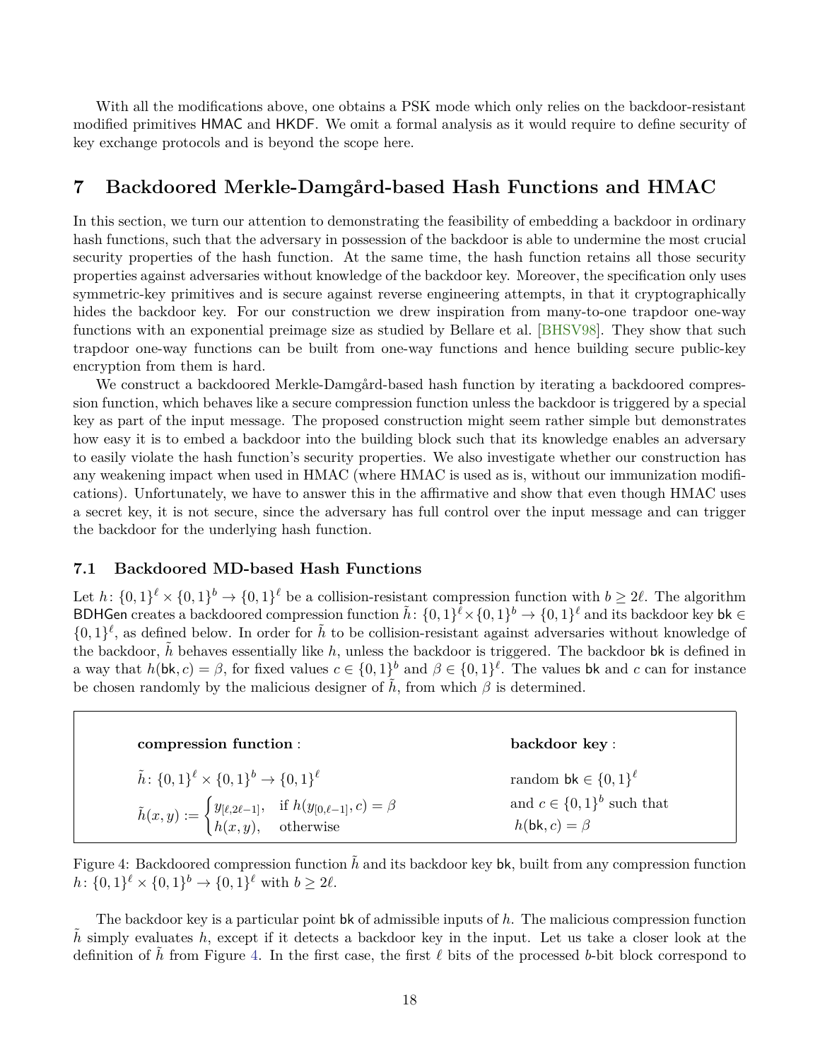With all the modifications above, one obtains a PSK mode which only relies on the backdoor-resistant modified primitives HMAC and HKDF. We omit a formal analysis as it would require to define security of key exchange protocols and is beyond the scope here.

# 7 Backdoored Merkle-Damgård-based Hash Functions and HMAC

In this section, we turn our attention to demonstrating the feasibility of embedding a backdoor in ordinary hash functions, such that the adversary in possession of the backdoor is able to undermine the most crucial security properties of the hash function. At the same time, the hash function retains all those security properties against adversaries without knowledge of the backdoor key. Moreover, the specification only uses symmetric-key primitives and is secure against reverse engineering attempts, in that it cryptographically hides the backdoor key. For our construction we drew inspiration from many-to-one trapdoor one-way functions with an exponential preimage size as studied by Bellare et al. [BHSV98]. They show that such trapdoor one-way functions can be built from one-way functions and hence building secure public-key encryption from them is hard.

We construct a backdoored Merkle-Damgård-based hash function by iterating a backdoored compression function, which behaves like a secure compression function unless the backdoor is triggered by a special key as part of the input message. The proposed construction might seem rather simple but demonstrates how easy it is to embed a backdoor into the building block such that its knowledge enables an adversary to easily violate the hash function's security properties. We also investigate whether our construction has any weakening impact when used in HMAC (where HMAC is used as is, without our immunization modifications). Unfortunately, we have to answer this in the affirmative and show that even though HMAC uses a secret key, it is not secure, since the adversary has full control over the input message and can trigger the backdoor for the underlying hash function.

## 7.1 Backdoored MD-based Hash Functions

Let $h\colon \{0,1\}^\ell \times \{0,1\}^b \to \{0,1\}^\ell$ be a collision-resistant compression function with $b \geq 2\ell$. The algorithm BDHGen creates a backdoored compression function $\tilde{h}\colon \{0,1\}^\ell \times \{0,1\}^b \to \{0,1\}^\ell$ and its backdoor key $\mathsf{bk} \in \{0,1\}^\ell$, as defined below. In order for $\tilde{h}$ to be collision-resistant against adversaries without knowledge of the backdoor, $\tilde{h}$ behaves essentially like $h$, unless the backdoor is triggered. The backdoor bk is defined in a way that $h(\mathsf{bk}, c) = \beta$, for fixed values $c \in \{0,1\}^b$ and $\beta \in \{0,1\}^\ell$. The values bk and $c$ can for instance be chosen randomly by the malicious designer of $\tilde{h}$, from which $\beta$ is determined.

| **compression function** : | **backdoor key** : |
|---|---|
| $\tilde{h}\colon \{0,1\}^\ell \times \{0,1\}^b \to \{0,1\}^\ell$ | random $\mathsf{bk} \in \{0,1\}^\ell$ |
| $\tilde{h}(x,y) := \begin{cases} y_{[\ell,2\ell-1]}, & \text{if } h(y_{[0,\ell-1]}, c) = \beta \\ h(x,y), & \text{otherwise} \end{cases}$ | and $c \in \{0,1\}^b$ such that $h(\mathsf{bk}, c) = \beta$ |

Figure 4: Backdoored compression function $\tilde{h}$ and its backdoor key bk, built from any compression function $h\colon \{0,1\}^\ell \times \{0,1\}^b \to \{0,1\}^\ell$ with $b \geq 2\ell$.

The backdoor key is a particular point bk of admissible inputs of $h$. The malicious compression function $\tilde{h}$ simply evaluates $h$, except if it detects a backdoor key in the input. Let us take a closer look at the definition of $\tilde{h}$ from Figure 4. In the first case, the first $\ell$ bits of the processed $b$-bit block correspond to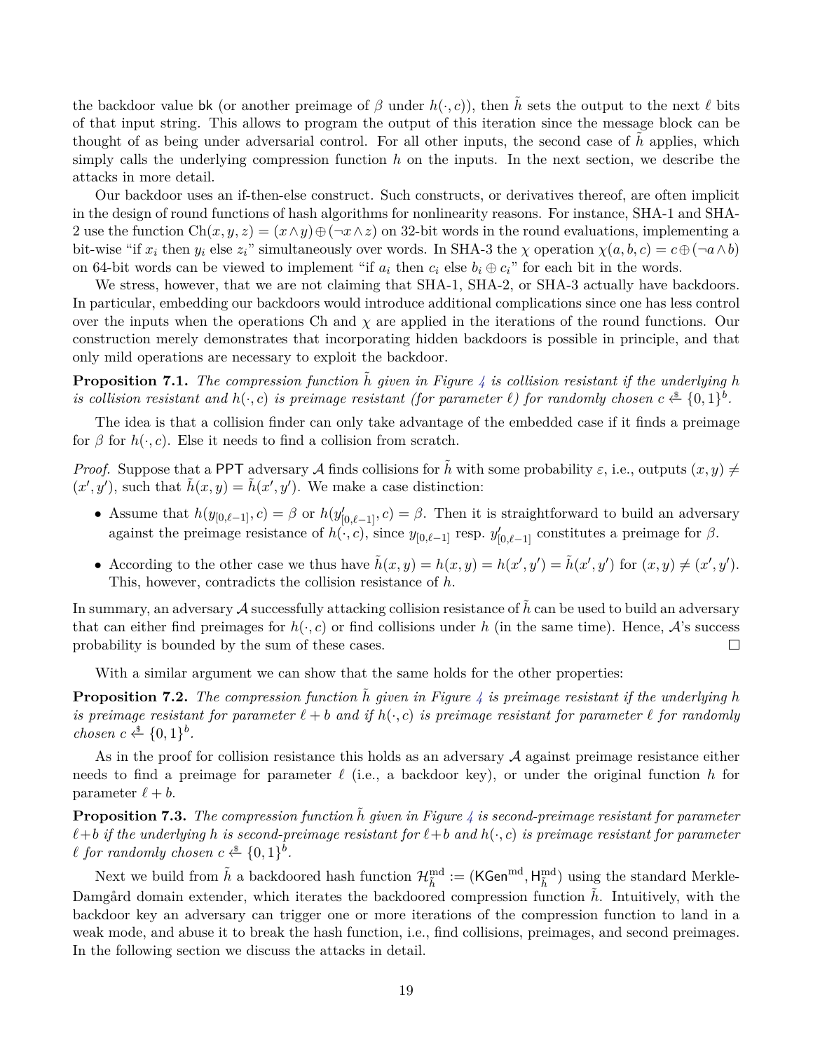the backdoor value $\mathsf{bk}$ (or another preimage of $\beta$ under $h(\cdot, c)$), then $\tilde{h}$ sets the output to the next $\ell$ bits of that input string. This allows to program the output of this iteration since the message block can be thought of as being under adversarial control. For all other inputs, the second case of $\tilde{h}$ applies, which simply calls the underlying compression function $h$ on the inputs. In the next section, we describe the attacks in more detail.

Our backdoor uses an if-then-else construct. Such constructs, or derivatives thereof, are often implicit in the design of round functions of hash algorithms for nonlinearity reasons. For instance, SHA-1 and SHA-2 use the function $\mathrm{Ch}(x, y, z) = (x \wedge y) \oplus (\neg x \wedge z)$ on 32-bit words in the round evaluations, implementing a bit-wise "if $x_i$ then $y_i$ else $z_i$" simultaneously over words. In SHA-3 the $\chi$ operation $\chi(a, b, c) = c \oplus (\neg a \wedge b)$ on 64-bit words can be viewed to implement "if $a_i$ then $c_i$ else $b_i \oplus c_i$" for each bit in the words.

We stress, however, that we are not claiming that SHA-1, SHA-2, or SHA-3 actually have backdoors. In particular, embedding our backdoors would introduce additional complications since one has less control over the inputs when the operations Ch and $\chi$ are applied in the iterations of the round functions. Our construction merely demonstrates that incorporating hidden backdoors is possible in principle, and that only mild operations are necessary to exploit the backdoor.

**Proposition 7.1.** *The compression function $\tilde{h}$ given in Figure 4 is collision resistant if the underlying $h$ is collision resistant and $h(\cdot, c)$ is preimage resistant (for parameter $\ell$) for randomly chosen $c \xleftarrow{\$} \{0,1\}^b$.*

The idea is that a collision finder can only take advantage of the embedded case if it finds a preimage for $\beta$ for $h(\cdot, c)$. Else it needs to find a collision from scratch.

*Proof.* Suppose that a $\mathsf{PPT}$ adversary $\mathcal{A}$ finds collisions for $\tilde{h}$ with some probability $\varepsilon$, i.e., outputs $(x, y) \neq (x', y')$, such that $\tilde{h}(x, y) = \tilde{h}(x', y')$. We make a case distinction:

- Assume that $h(y_{[0,\ell-1]}, c) = \beta$ or $h(y'_{[0,\ell-1]}, c) = \beta$. Then it is straightforward to build an adversary against the preimage resistance of $h(\cdot, c)$, since $y_{[0,\ell-1]}$ resp. $y'_{[0,\ell-1]}$ constitutes a preimage for $\beta$.
- According to the other case we thus have $\tilde{h}(x, y) = h(x, y) = h(x', y') = \tilde{h}(x', y')$ for $(x, y) \neq (x', y')$. This, however, contradicts the collision resistance of $h$.

In summary, an adversary $\mathcal{A}$ successfully attacking collision resistance of $\tilde{h}$ can be used to build an adversary that can either find preimages for $h(\cdot, c)$ or find collisions under $h$ (in the same time). Hence, $\mathcal{A}$'s success probability is bounded by the sum of these cases. □

With a similar argument we can show that the same holds for the other properties:

**Proposition 7.2.** *The compression function $\tilde{h}$ given in Figure 4 is preimage resistant if the underlying $h$ is preimage resistant for parameter $\ell + b$ and if $h(\cdot, c)$ is preimage resistant for parameter $\ell$ for randomly chosen $c \xleftarrow{\$} \{0,1\}^b$.*

As in the proof for collision resistance this holds as an adversary $\mathcal{A}$ against preimage resistance either needs to find a preimage for parameter $\ell$ (i.e., a backdoor key), or under the original function $h$ for parameter $\ell + b$.

**Proposition 7.3.** *The compression function $\tilde{h}$ given in Figure 4 is second-preimage resistant for parameter $\ell + b$ if the underlying $h$ is second-preimage resistant for $\ell + b$ and $h(\cdot, c)$ is preimage resistant for parameter $\ell$ for randomly chosen $c \xleftarrow{\$} \{0,1\}^b$.*

Next we build from $\tilde{h}$ a backdoored hash function $\mathcal{H}^{\mathrm{md}}_{\tilde{h}} := (\mathsf{KGen}^{\mathrm{md}}, \mathsf{H}^{\mathrm{md}}_{\tilde{h}})$ using the standard Merkle-Damgård domain extender, which iterates the backdoored compression function $\tilde{h}$. Intuitively, with the backdoor key an adversary can trigger one or more iterations of the compression function to land in a weak mode, and abuse it to break the hash function, i.e., find collisions, preimages, and second preimages. In the following section we discuss the attacks in detail.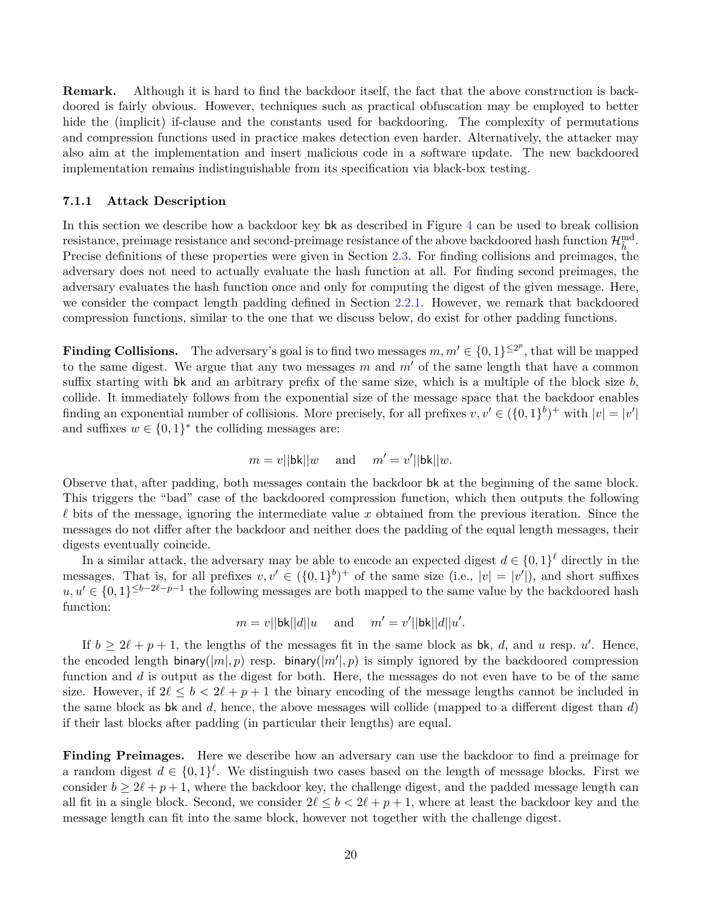**Remark.** Although it is hard to find the backdoor itself, the fact that the above construction is backdoored is fairly obvious. However, techniques such as practical obfuscation may be employed to better hide the (implicit) if-clause and the constants used for backdooring. The complexity of permutations and compression functions used in practice makes detection even harder. Alternatively, the attacker may also aim at the implementation and insert malicious code in a software update. The new backdoored implementation remains indistinguishable from its specification via black-box testing.

### 7.1.1 Attack Description

In this section we describe how a backdoor key $\mathsf{bk}$ as described in Figure 4 can be used to break collision resistance, preimage resistance and second-preimage resistance of the above backdoored hash function $\mathcal{H}_{\tilde{h}}^{\mathrm{md}}$. Precise definitions of these properties were given in Section 2.3. For finding collisions and preimages, the adversary does not need to actually evaluate the hash function at all. For finding second preimages, the adversary evaluates the hash function once and only for computing the digest of the given message. Here, we consider the compact length padding defined in Section 2.2.1. However, we remark that backdoored compression functions, similar to the one that we discuss below, do exist for other padding functions.

**Finding Collisions.** The adversary's goal is to find two messages $m, m' \in \{0,1\}^{\leq 2^p}$, that will be mapped to the same digest. We argue that any two messages $m$ and $m'$ of the same length that have a common suffix starting with $\mathsf{bk}$ and an arbitrary prefix of the same size, which is a multiple of the block size $b$, collide. It immediately follows from the exponential size of the message space that the backdoor enables finding an exponential number of collisions. More precisely, for all prefixes $v, v' \in (\{0,1\}^b)^+$ with $|v| = |v'|$ and suffixes $w \in \{0,1\}^*$ the colliding messages are:

$$m = v||\mathsf{bk}||w \quad \text{and} \quad m' = v'||\mathsf{bk}||w.$$

Observe that, after padding, both messages contain the backdoor $\mathsf{bk}$ at the beginning of the same block. This triggers the "bad" case of the backdoored compression function, which then outputs the following $\ell$ bits of the message, ignoring the intermediate value $x$ obtained from the previous iteration. Since the messages do not differ after the backdoor and neither does the padding of the equal length messages, their digests eventually coincide.

In a similar attack, the adversary may be able to encode an expected digest $d \in \{0,1\}^\ell$ directly in the messages. That is, for all prefixes $v, v' \in (\{0,1\}^b)^+$ of the same size (i.e., $|v| = |v'|$), and short suffixes $u, u' \in \{0,1\}^{\leq b-2\ell-p-1}$ the following messages are both mapped to the same value by the backdoored hash function:

$$m = v||\mathsf{bk}||d||u \quad \text{and} \quad m' = v'||\mathsf{bk}||d||u'.$$

If $b \geq 2\ell + p + 1$, the lengths of the messages fit in the same block as $\mathsf{bk}$, $d$, and $u$ resp. $u'$. Hence, the encoded length $\mathsf{binary}(|m|, p)$ resp. $\mathsf{binary}(|m'|, p)$ is simply ignored by the backdoored compression function and $d$ is output as the digest for both. Here, the messages do not even have to be of the same size. However, if $2\ell \leq b < 2\ell + p + 1$ the binary encoding of the message lengths cannot be included in the same block as $\mathsf{bk}$ and $d$, hence, the above messages will collide (mapped to a different digest than $d$) if their last blocks after padding (in particular their lengths) are equal.

**Finding Preimages.** Here we describe how an adversary can use the backdoor to find a preimage for a random digest $d \in \{0,1\}^\ell$. We distinguish two cases based on the length of message blocks. First we consider $b \geq 2\ell + p + 1$, where the backdoor key, the challenge digest, and the padded message length can all fit in a single block. Second, we consider $2\ell \leq b < 2\ell + p + 1$, where at least the backdoor key and the message length can fit into the same block, however not together with the challenge digest.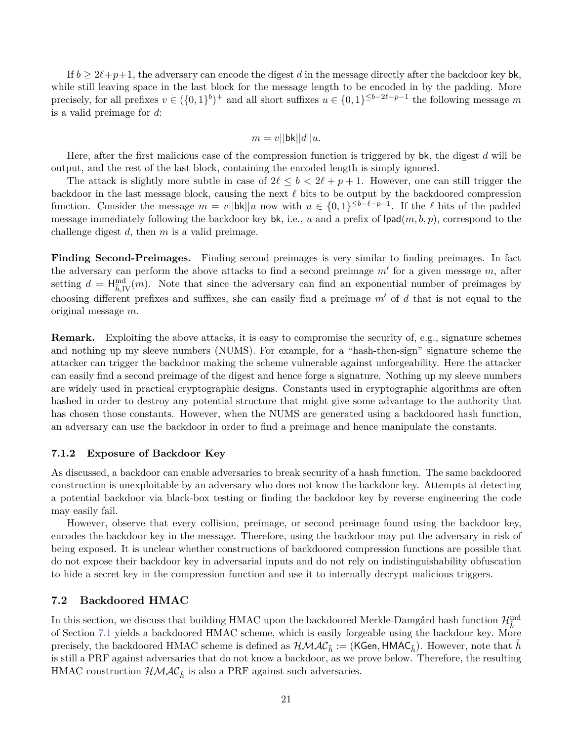If $b \geq 2\ell+p+1$, the adversary can encode the digest $d$ in the message directly after the backdoor key $\mathsf{bk}$, while still leaving space in the last block for the message length to be encoded in by the padding. More precisely, for all prefixes $v \in (\{0,1\}^b)^+$ and all short suffixes $u \in \{0,1\}^{\leq b-2\ell-p-1}$ the following message $m$ is a valid preimage for $d$:

$$m = v||\mathsf{bk}||d||u.$$

Here, after the first malicious case of the compression function is triggered by $\mathsf{bk}$, the digest $d$ will be output, and the rest of the last block, containing the encoded length is simply ignored.

The attack is slightly more subtle in case of $2\ell \leq b < 2\ell + p + 1$. However, one can still trigger the backdoor in the last message block, causing the next $\ell$ bits to be output by the backdoored compression function. Consider the message $m = v||\mathsf{bk}||u$ now with $u \in \{0,1\}^{\leq b-\ell-p-1}$. If the $\ell$ bits of the padded message immediately following the backdoor key $\mathsf{bk}$, i.e., $u$ and a prefix of $\mathsf{lpad}(m, b, p)$, correspond to the challenge digest $d$, then $m$ is a valid preimage.

**Finding Second-Preimages.** Finding second preimages is very similar to finding preimages. In fact the adversary can perform the above attacks to find a second preimage $m'$ for a given message $m$, after setting $d = \mathsf{H}^{\mathrm{md}}_{\tilde{h},\mathrm{IV}}(m)$. Note that since the adversary can find an exponential number of preimages by choosing different prefixes and suffixes, she can easily find a preimage $m'$ of $d$ that is not equal to the original message $m$.

**Remark.** Exploiting the above attacks, it is easy to compromise the security of, e.g., signature schemes and nothing up my sleeve numbers (NUMS). For example, for a "hash-then-sign" signature scheme the attacker can trigger the backdoor making the scheme vulnerable against unforgeability. Here the attacker can easily find a second preimage of the digest and hence forge a signature. Nothing up my sleeve numbers are widely used in practical cryptographic designs. Constants used in cryptographic algorithms are often hashed in order to destroy any potential structure that might give some advantage to the authority that has chosen those constants. However, when the NUMS are generated using a backdoored hash function, an adversary can use the backdoor in order to find a preimage and hence manipulate the constants.

### 7.1.2 Exposure of Backdoor Key

As discussed, a backdoor can enable adversaries to break security of a hash function. The same backdoored construction is unexploitable by an adversary who does not know the backdoor key. Attempts at detecting a potential backdoor via black-box testing or finding the backdoor key by reverse engineering the code may easily fail.

However, observe that every collision, preimage, or second preimage found using the backdoor key, encodes the backdoor key in the message. Therefore, using the backdoor may put the adversary in risk of being exposed. It is unclear whether constructions of backdoored compression functions are possible that do not expose their backdoor key in adversarial inputs and do not rely on indistinguishability obfuscation to hide a secret key in the compression function and use it to internally decrypt malicious triggers.

## 7.2 Backdoored HMAC

In this section, we discuss that building HMAC upon the backdoored Merkle-Damgård hash function $\mathcal{H}^{\mathrm{md}}_{\tilde{h}}$ of Section 7.1 yields a backdoored HMAC scheme, which is easily forgeable using the backdoor key. More precisely, the backdoored HMAC scheme is defined as $\mathcal{HMAC}_{\tilde{h}} := (\mathsf{KGen}, \mathsf{HMAC}_{\tilde{h}})$. However, note that $\tilde{h}$ is still a PRF against adversaries that do not know a backdoor, as we prove below. Therefore, the resulting HMAC construction $\mathcal{HMAC}_{\tilde{h}}$ is also a PRF against such adversaries.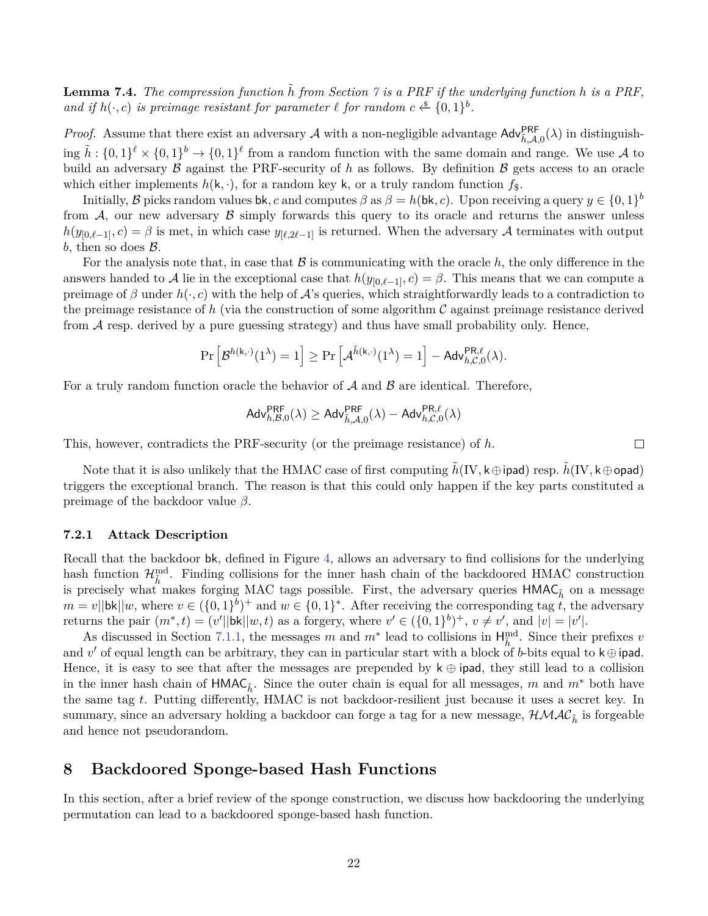**Lemma 7.4.** *The compression function $\tilde{h}$ from Section 7 is a PRF if the underlying function $h$ is a PRF, and if $h(\cdot, c)$ is preimage resistant for parameter $\ell$ for random $c \xleftarrow{\$} \{0,1\}^b$.*

*Proof.* Assume that there exist an adversary $\mathcal{A}$ with a non-negligible advantage $\mathsf{Adv}^{\mathsf{PRF}}_{\tilde{h},\mathcal{A},0}(\lambda)$ in distinguishing $\tilde{h} : \{0,1\}^\ell \times \{0,1\}^b \to \{0,1\}^\ell$ from a random function with the same domain and range. We use $\mathcal{A}$ to build an adversary $\mathcal{B}$ against the PRF-security of $h$ as follows. By definition $\mathcal{B}$ gets access to an oracle which either implements $h(\mathsf{k}, \cdot)$, for a random key $\mathsf{k}$, or a truly random function $f_\$$.

Initially, $\mathcal{B}$ picks random values $\mathsf{bk}, c$ and computes $\beta$ as $\beta = h(\mathsf{bk}, c)$. Upon receiving a query $y \in \{0,1\}^b$ from $\mathcal{A}$, our new adversary $\mathcal{B}$ simply forwards this query to its oracle and returns the answer unless $h(y_{[0,\ell-1]}, c) = \beta$ is met, in which case $y_{[\ell,2\ell-1]}$ is returned. When the adversary $\mathcal{A}$ terminates with output $b$, then so does $\mathcal{B}$.

For the analysis note that, in case that $\mathcal{B}$ is communicating with the oracle $h$, the only difference in the answers handed to $\mathcal{A}$ lie in the exceptional case that $h(y_{[0,\ell-1]}, c) = \beta$. This means that we can compute a preimage of $\beta$ under $h(\cdot, c)$ with the help of $\mathcal{A}$'s queries, which straightforwardly leads to a contradiction to the preimage resistance of $h$ (via the construction of some algorithm $\mathcal{C}$ against preimage resistance derived from $\mathcal{A}$ resp. derived by a pure guessing strategy) and thus have small probability only. Hence,

$$\Pr\left[\mathcal{B}^{h(\mathsf{k},\cdot)}(1^\lambda) = 1\right] \geq \Pr\left[\mathcal{A}^{\tilde{h}(\mathsf{k},\cdot)}(1^\lambda) = 1\right] - \mathsf{Adv}^{\mathsf{PR},\ell}_{h,\mathcal{C},0}(\lambda).$$

For a truly random function oracle the behavior of $\mathcal{A}$ and $\mathcal{B}$ are identical. Therefore,

$$\mathsf{Adv}^{\mathsf{PRF}}_{h,\mathcal{B},0}(\lambda) \geq \mathsf{Adv}^{\mathsf{PRF}}_{\tilde{h},\mathcal{A},0}(\lambda) - \mathsf{Adv}^{\mathsf{PR},\ell}_{h,\mathcal{C},0}(\lambda)$$

This, however, contradicts the PRF-security (or the preimage resistance) of $h$. $\square$

Note that it is also unlikely that the HMAC case of first computing $\tilde{h}(\mathrm{IV}, \mathsf{k} \oplus \mathsf{ipad})$ resp. $\tilde{h}(\mathrm{IV}, \mathsf{k} \oplus \mathsf{opad})$ triggers the exceptional branch. The reason is that this could only happen if the key parts constituted a preimage of the backdoor value $\beta$.

### 7.2.1 Attack Description

Recall that the backdoor $\mathsf{bk}$, defined in Figure 4, allows an adversary to find collisions for the underlying hash function $\mathcal{H}^{\mathrm{md}}_{\tilde{h}}$. Finding collisions for the inner hash chain of the backdoored HMAC construction is precisely what makes forging MAC tags possible. First, the adversary queries $\mathsf{HMAC}_{\tilde{h}}$ on a message $m = v||\mathsf{bk}||w$, where $v \in (\{0,1\}^b)^+$ and $w \in \{0,1\}^*$. After receiving the corresponding tag $t$, the adversary returns the pair $(m^*, t) = (v'||\mathsf{bk}||w, t)$ as a forgery, where $v' \in (\{0,1\}^b)^+$, $v \neq v'$, and $|v| = |v'|$.

As discussed in Section 7.1.1, the messages $m$ and $m^*$ lead to collisions in $\mathsf{H}^{\mathrm{md}}_{\tilde{h}}$. Since their prefixes $v$ and $v'$ of equal length can be arbitrary, they can in particular start with a block of $b$-bits equal to $\mathsf{k} \oplus \mathsf{ipad}$. Hence, it is easy to see that after the messages are prepended by $\mathsf{k} \oplus \mathsf{ipad}$, they still lead to a collision in the inner hash chain of $\mathsf{HMAC}_{\tilde{h}}$. Since the outer chain is equal for all messages, $m$ and $m^*$ both have the same tag $t$. Putting differently, HMAC is not backdoor-resilient just because it uses a secret key. In summary, since an adversary holding a backdoor can forge a tag for a new message, $\mathcal{HMAC}_{\tilde{h}}$ is forgeable and hence not pseudorandom.

## 8 Backdoored Sponge-based Hash Functions

In this section, after a brief review of the sponge construction, we discuss how backdooring the underlying permutation can lead to a backdoored sponge-based hash function.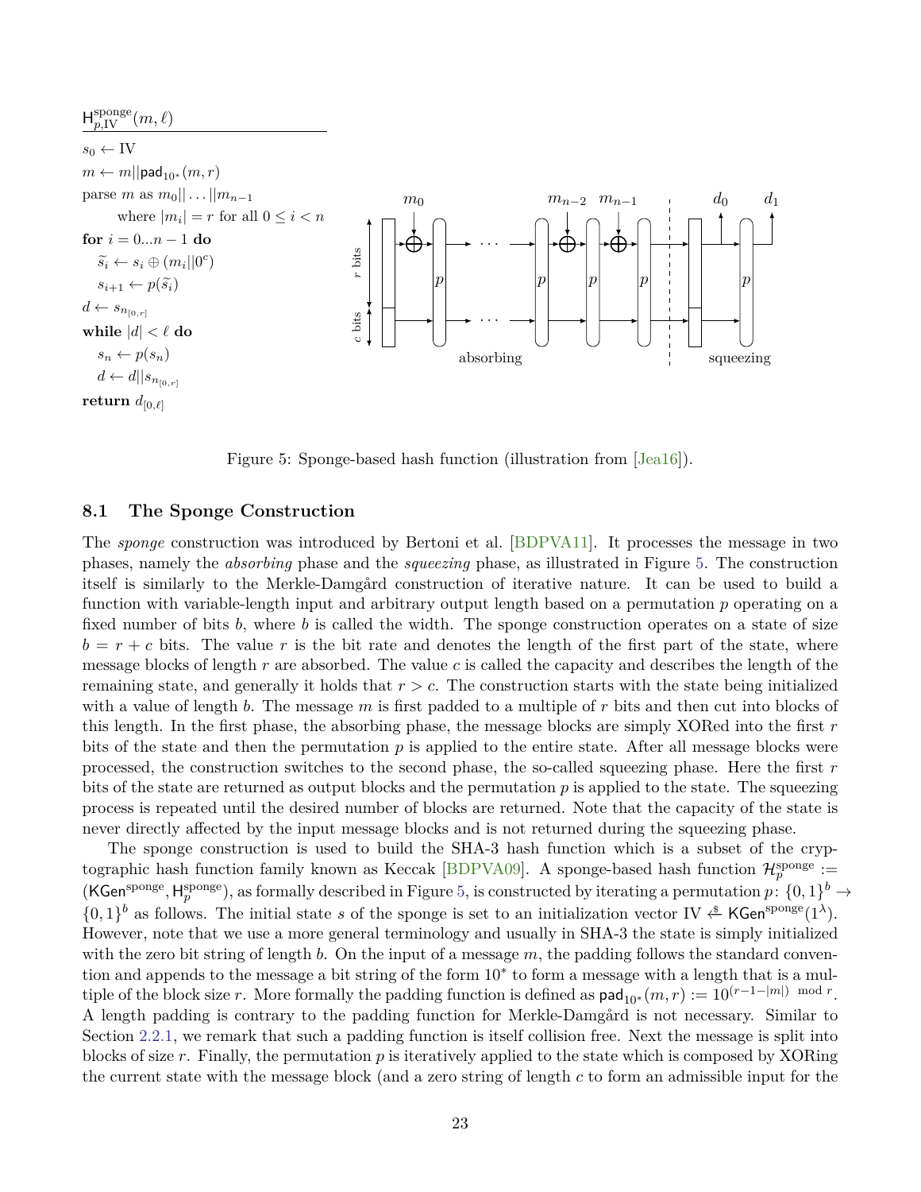$\mathsf{H}^{\text{sponge}}_{p,\text{IV}}(m, \ell)$

```
s_0 ← IV
m ← m||pad_{10*}(m, r)
parse m as m_0|| ... ||m_{n-1}
      where |m_i| = r for all 0 ≤ i < n
for i = 0...n − 1 do
   s̃_i ← s_i ⊕ (m_i||0^c)
   s_{i+1} ← p(s̃_i)
d ← s_{n[0,r]}
while |d| < ℓ do
   s_n ← p(s_n)
   d ← d||s_{n[0,r]}
return d_{[0,ℓ]}
```

Figure 5: Sponge-based hash function (illustration from [Jea16]).

## 8.1 The Sponge Construction

The *sponge* construction was introduced by Bertoni et al. [BDPVA11]. It processes the message in two phases, namely the *absorbing* phase and the *squeezing* phase, as illustrated in Figure 5. The construction itself is similarly to the Merkle-Damgård construction of iterative nature. It can be used to build a function with variable-length input and arbitrary output length based on a permutation $p$ operating on a fixed number of bits $b$, where $b$ is called the width. The sponge construction operates on a state of size $b = r + c$ bits. The value $r$ is the bit rate and denotes the length of the first part of the state, where message blocks of length $r$ are absorbed. The value $c$ is called the capacity and describes the length of the remaining state, and generally it holds that $r > c$. The construction starts with the state being initialized with a value of length $b$. The message $m$ is first padded to a multiple of $r$ bits and then cut into blocks of this length. In the first phase, the absorbing phase, the message blocks are simply XORed into the first $r$ bits of the state and then the permutation $p$ is applied to the entire state. After all message blocks were processed, the construction switches to the second phase, the so-called squeezing phase. Here the first $r$ bits of the state are returned as output blocks and the permutation $p$ is applied to the state. The squeezing process is repeated until the desired number of blocks are returned. Note that the capacity of the state is never directly affected by the input message blocks and is not returned during the squeezing phase.

The sponge construction is used to build the SHA-3 hash function which is a subset of the cryptographic hash function family known as Keccak [BDPVA09]. A sponge-based hash function $\mathcal{H}^{\text{sponge}}_p := (\mathsf{KGen}^{\text{sponge}}, \mathsf{H}^{\text{sponge}}_p)$, as formally described in Figure 5, is constructed by iterating a permutation $p\colon \{0,1\}^b \to \{0,1\}^b$ as follows. The initial state $s$ of the sponge is set to an initialization vector $\text{IV} \overset{\$}{\leftarrow} \mathsf{KGen}^{\text{sponge}}(1^\lambda)$. However, note that we use a more general terminology and usually in SHA-3 the state is simply initialized with the zero bit string of length $b$. On the input of a message $m$, the padding follows the standard convention and appends to the message a bit string of the form $10^*$ to form a message with a length that is a multiple of the block size $r$. More formally the padding function is defined as $\mathsf{pad}_{10^*}(m, r) := 10^{(r-1-|m|) \mod r}$. A length padding is contrary to the padding function for Merkle-Damgård is not necessary. Similar to Section 2.2.1, we remark that such a padding function is itself collision free. Next the message is split into blocks of size $r$. Finally, the permutation $p$ is iteratively applied to the state which is composed by XORing the current state with the message block (and a zero string of length $c$ to form an admissible input for the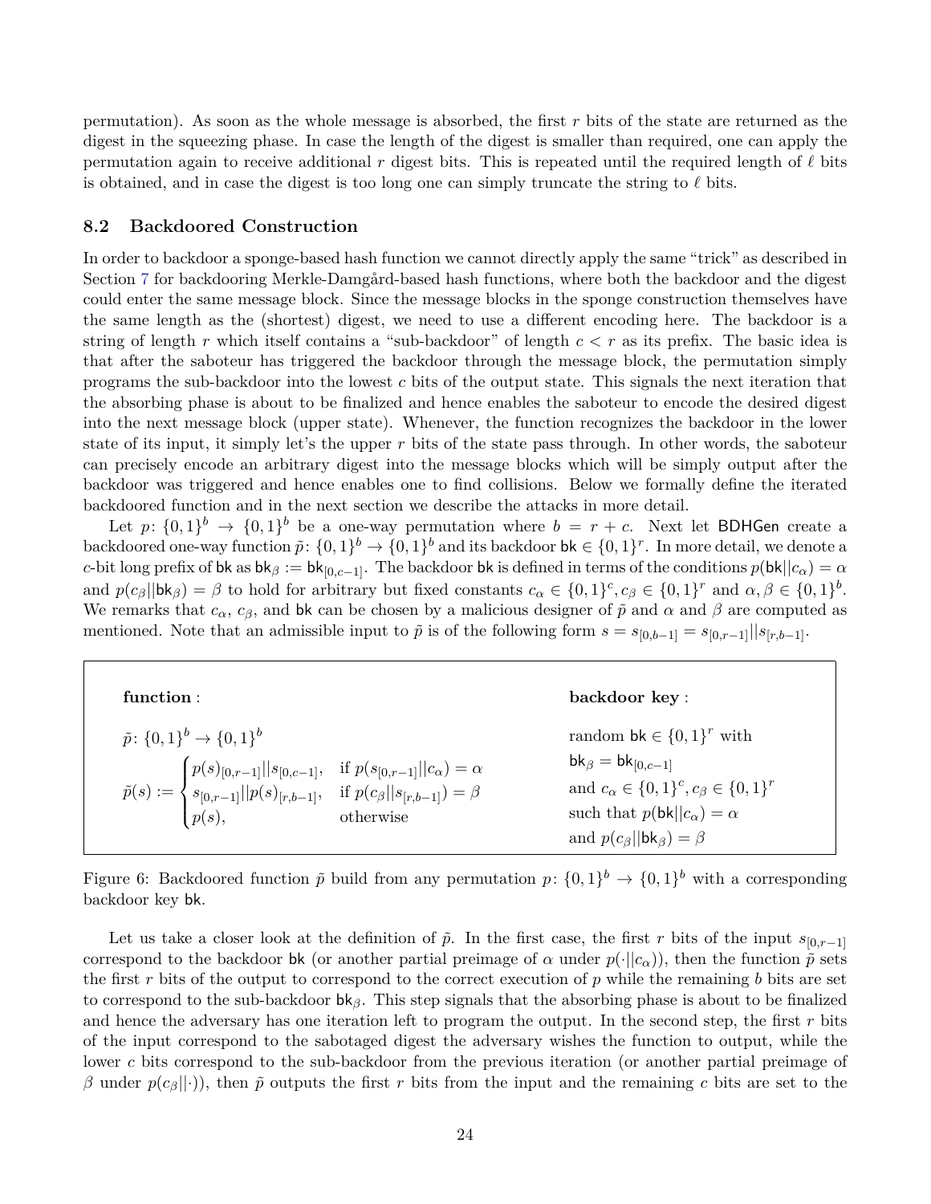permutation). As soon as the whole message is absorbed, the first $r$ bits of the state are returned as the digest in the squeezing phase. In case the length of the digest is smaller than required, one can apply the permutation again to receive additional $r$ digest bits. This is repeated until the required length of $\ell$ bits is obtained, and in case the digest is too long one can simply truncate the string to $\ell$ bits.

### 8.2 Backdoored Construction

In order to backdoor a sponge-based hash function we cannot directly apply the same "trick" as described in Section 7 for backdooring Merkle-Damgård-based hash functions, where both the backdoor and the digest could enter the same message block. Since the message blocks in the sponge construction themselves have the same length as the (shortest) digest, we need to use a different encoding here. The backdoor is a string of length $r$ which itself contains a "sub-backdoor" of length $c < r$ as its prefix. The basic idea is that after the saboteur has triggered the backdoor through the message block, the permutation simply programs the sub-backdoor into the lowest $c$ bits of the output state. This signals the next iteration that the absorbing phase is about to be finalized and hence enables the saboteur to encode the desired digest into the next message block (upper state). Whenever, the function recognizes the backdoor in the lower state of its input, it simply let's the upper $r$ bits of the state pass through. In other words, the saboteur can precisely encode an arbitrary digest into the message blocks which will be simply output after the backdoor was triggered and hence enables one to find collisions. Below we formally define the iterated backdoored function and in the next section we describe the attacks in more detail.

Let $p\colon \{0,1\}^b \to \{0,1\}^b$ be a one-way permutation where $b = r + c$. Next let $\mathsf{BDHGen}$ create a backdoored one-way function $\tilde{p}\colon \{0,1\}^b \to \{0,1\}^b$ and its backdoor $\mathsf{bk} \in \{0,1\}^r$. In more detail, we denote a $c$-bit long prefix of $\mathsf{bk}$ as $\mathsf{bk}_\beta := \mathsf{bk}_{[0,c-1]}$. The backdoor $\mathsf{bk}$ is defined in terms of the conditions $p(\mathsf{bk}||c_\alpha) = \alpha$ and $p(c_\beta||\mathsf{bk}_\beta) = \beta$ to hold for arbitrary but fixed constants $c_\alpha \in \{0,1\}^c, c_\beta \in \{0,1\}^r$ and $\alpha, \beta \in \{0,1\}^b$. We remarks that $c_\alpha$, $c_\beta$, and $\mathsf{bk}$ can be chosen by a malicious designer of $\tilde{p}$ and $\alpha$ and $\beta$ are computed as mentioned. Note that an admissible input to $\tilde{p}$ is of the following form $s = s_{[0,b-1]} = s_{[0,r-1]}||s_{[r,b-1]}$.

**function** :

$\tilde{p}\colon \{0,1\}^b \to \{0,1\}^b$

$$\tilde{p}(s) := \begin{cases} p(s)_{[0,r-1]}||s_{[0,c-1]}, & \text{if } p(s_{[0,r-1]}||c_\alpha) = \alpha \\ s_{[0,r-1]}||p(s)_{[r,b-1]}, & \text{if } p(c_\beta||s_{[r,b-1]}) = \beta \\ p(s), & \text{otherwise} \end{cases}$$

**backdoor key** :

random $\mathsf{bk} \in \{0,1\}^r$ with
$\mathsf{bk}_\beta = \mathsf{bk}_{[0,c-1]}$
and $c_\alpha \in \{0,1\}^c, c_\beta \in \{0,1\}^r$
such that $p(\mathsf{bk}||c_\alpha) = \alpha$
and $p(c_\beta||\mathsf{bk}_\beta) = \beta$

Figure 6: Backdoored function $\tilde{p}$ build from any permutation $p\colon \{0,1\}^b \to \{0,1\}^b$ with a corresponding backdoor key $\mathsf{bk}$.

Let us take a closer look at the definition of $\tilde{p}$. In the first case, the first $r$ bits of the input $s_{[0,r-1]}$ correspond to the backdoor $\mathsf{bk}$ (or another partial preimage of $\alpha$ under $p(\cdot||c_\alpha)$), then the function $\tilde{p}$ sets the first $r$ bits of the output to correspond to the correct execution of $p$ while the remaining $b$ bits are set to correspond to the sub-backdoor $\mathsf{bk}_\beta$. This step signals that the absorbing phase is about to be finalized and hence the adversary has one iteration left to program the output. In the second step, the first $r$ bits of the input correspond to the sabotaged digest the adversary wishes the function to output, while the lower $c$ bits correspond to the sub-backdoor from the previous iteration (or another partial preimage of $\beta$ under $p(c_\beta||\cdot)$), then $\tilde{p}$ outputs the first $r$ bits from the input and the remaining $c$ bits are set to the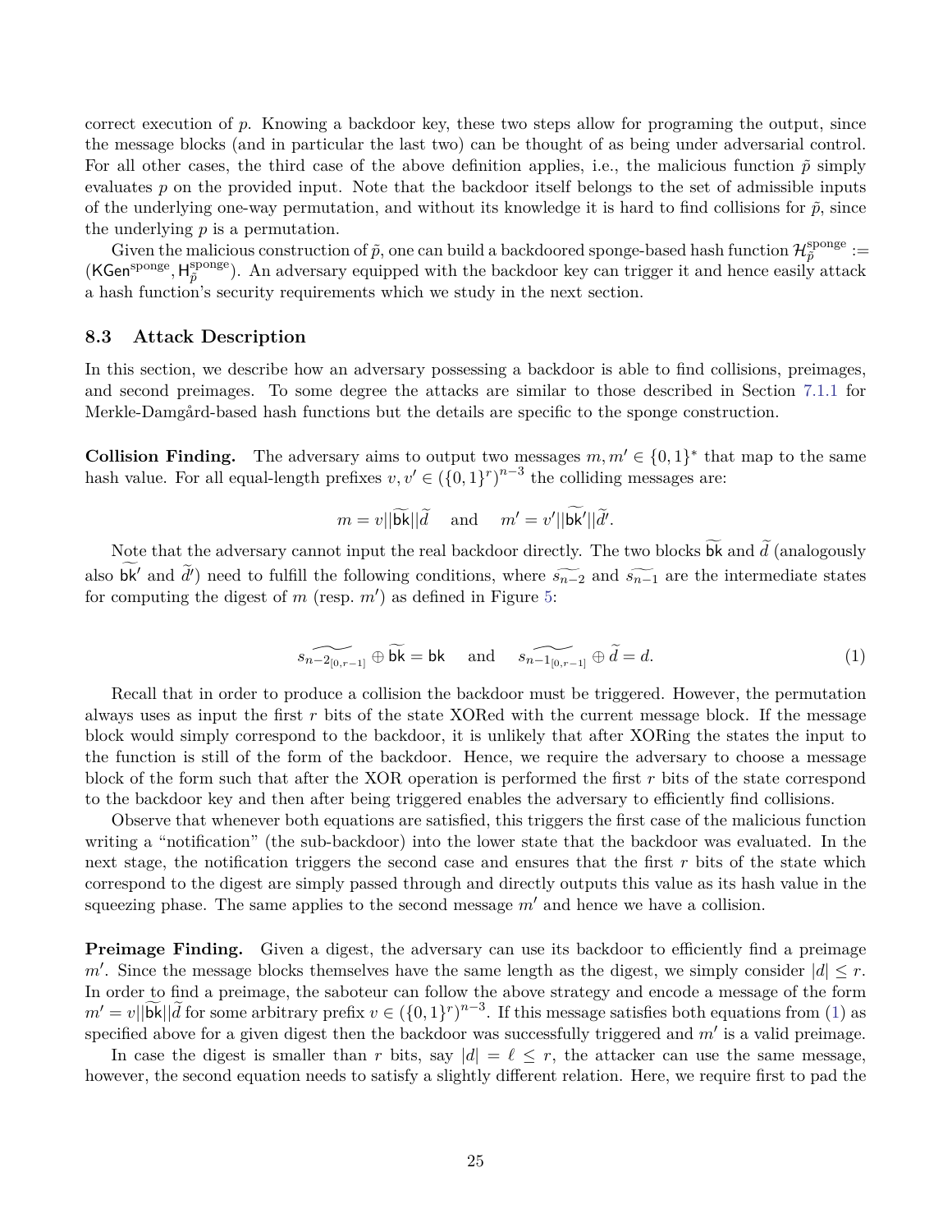correct execution of $p$. Knowing a backdoor key, these two steps allow for programing the output, since the message blocks (and in particular the last two) can be thought of as being under adversarial control. For all other cases, the third case of the above definition applies, i.e., the malicious function $\tilde{p}$ simply evaluates $p$ on the provided input. Note that the backdoor itself belongs to the set of admissible inputs of the underlying one-way permutation, and without its knowledge it is hard to find collisions for $\tilde{p}$, since the underlying $p$ is a permutation.

Given the malicious construction of $\tilde{p}$, one can build a backdoored sponge-based hash function $\mathcal{H}_{\tilde{p}}^{\text{sponge}} := (\mathsf{KGen}^{\text{sponge}}, \mathsf{H}_{\tilde{p}}^{\text{sponge}})$. An adversary equipped with the backdoor key can trigger it and hence easily attack a hash function's security requirements which we study in the next section.

### 8.3 Attack Description

In this section, we describe how an adversary possessing a backdoor is able to find collisions, preimages, and second preimages. To some degree the attacks are similar to those described in Section 7.1.1 for Merkle-Damgård-based hash functions but the details are specific to the sponge construction.

**Collision Finding.** The adversary aims to output two messages $m, m' \in \{0,1\}^*$ that map to the same hash value. For all equal-length prefixes $v, v' \in (\{0,1\}^r)^{n-3}$ the colliding messages are:

$$m = v||\widetilde{\mathsf{bk}}||\widetilde{d} \quad \text{and} \quad m' = v'||\widetilde{\mathsf{bk}'}||\widetilde{d}'.$$

Note that the adversary cannot input the real backdoor directly. The two blocks $\widetilde{\mathsf{bk}}$ and $\widetilde{d}$ (analogously also $\widetilde{\mathsf{bk}'}$ and $\widetilde{d}'$) need to fulfill the following conditions, where $\widetilde{s_{n-2}}$ and $\widetilde{s_{n-1}}$ are the intermediate states for computing the digest of $m$ (resp. $m'$) as defined in Figure 5:

$$\widetilde{s_{n-2}}_{[0,r-1]} \oplus \widetilde{\mathsf{bk}} = \mathsf{bk} \quad \text{and} \quad \widetilde{s_{n-1}}_{[0,r-1]} \oplus \widetilde{d} = d. \tag{1}$$

Recall that in order to produce a collision the backdoor must be triggered. However, the permutation always uses as input the first $r$ bits of the state XORed with the current message block. If the message block would simply correspond to the backdoor, it is unlikely that after XORing the states the input to the function is still of the form of the backdoor. Hence, we require the adversary to choose a message block of the form such that after the XOR operation is performed the first $r$ bits of the state correspond to the backdoor key and then after being triggered enables the adversary to efficiently find collisions.

Observe that whenever both equations are satisfied, this triggers the first case of the malicious function writing a "notification" (the sub-backdoor) into the lower state that the backdoor was evaluated. In the next stage, the notification triggers the second case and ensures that the first $r$ bits of the state which correspond to the digest are simply passed through and directly outputs this value as its hash value in the squeezing phase. The same applies to the second message $m'$ and hence we have a collision.

**Preimage Finding.** Given a digest, the adversary can use its backdoor to efficiently find a preimage $m'$. Since the message blocks themselves have the same length as the digest, we simply consider $|d| \leq r$. In order to find a preimage, the saboteur can follow the above strategy and encode a message of the form $m' = v||\widetilde{\mathsf{bk}}||\widetilde{d}$ for some arbitrary prefix $v \in (\{0,1\}^r)^{n-3}$. If this message satisfies both equations from (1) as specified above for a given digest then the backdoor was successfully triggered and $m'$ is a valid preimage.

In case the digest is smaller than $r$ bits, say $|d| = \ell \leq r$, the attacker can use the same message, however, the second equation needs to satisfy a slightly different relation. Here, we require first to pad the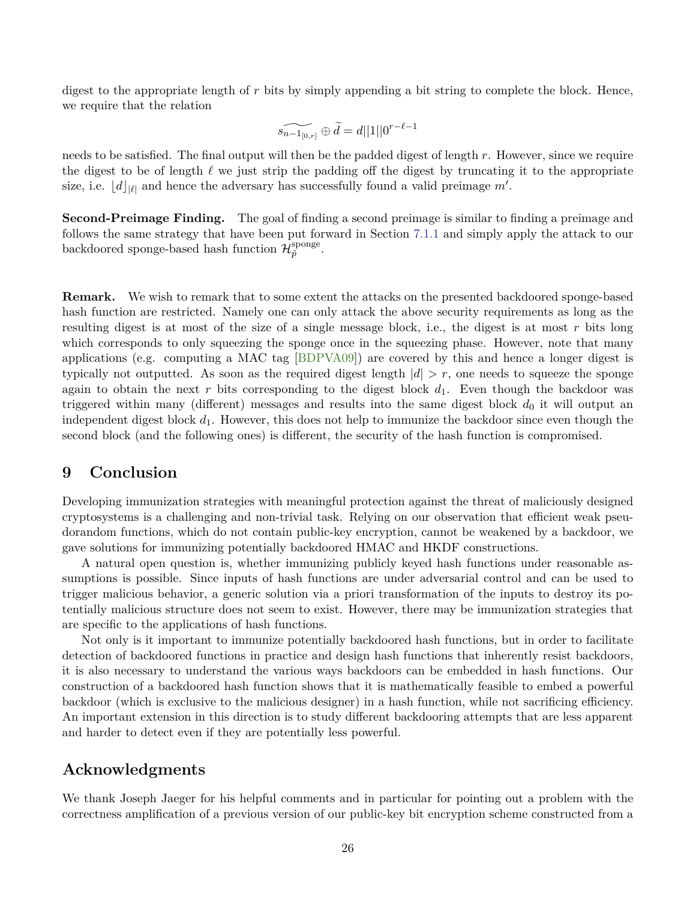digest to the appropriate length of $r$ bits by simply appending a bit string to complete the block. Hence, we require that the relation

$$\widetilde{s_{n-1}}_{[0,r]} \oplus \widetilde{d} = d||1||0^{r-\ell-1}$$

needs to be satisfied. The final output will then be the padded digest of length $r$. However, since we require the digest to be of length $\ell$ we just strip the padding off the digest by truncating it to the appropriate size, i.e. $\lfloor d \rfloor_{|\ell|}$ and hence the adversary has successfully found a valid preimage $m'$.

**Second-Preimage Finding.** The goal of finding a second preimage is similar to finding a preimage and follows the same strategy that have been put forward in Section 7.1.1 and simply apply the attack to our backdoored sponge-based hash function $\mathcal{H}_{\widetilde{p}}^{\text{sponge}}$.

**Remark.** We wish to remark that to some extent the attacks on the presented backdoored sponge-based hash function are restricted. Namely one can only attack the above security requirements as long as the resulting digest is at most of the size of a single message block, i.e., the digest is at most $r$ bits long which corresponds to only squeezing the sponge once in the squeezing phase. However, note that many applications (e.g. computing a MAC tag [BDPVA09]) are covered by this and hence a longer digest is typically not outputted. As soon as the required digest length $|d| > r$, one needs to squeeze the sponge again to obtain the next $r$ bits corresponding to the digest block $d_1$. Even though the backdoor was triggered within many (different) messages and results into the same digest block $d_0$ it will output an independent digest block $d_1$. However, this does not help to immunize the backdoor since even though the second block (and the following ones) is different, the security of the hash function is compromised.

# 9 Conclusion

Developing immunization strategies with meaningful protection against the threat of maliciously designed cryptosystems is a challenging and non-trivial task. Relying on our observation that efficient weak pseudorandom functions, which do not contain public-key encryption, cannot be weakened by a backdoor, we gave solutions for immunizing potentially backdoored HMAC and HKDF constructions.

A natural open question is, whether immunizing publicly keyed hash functions under reasonable assumptions is possible. Since inputs of hash functions are under adversarial control and can be used to trigger malicious behavior, a generic solution via a priori transformation of the inputs to destroy its potentially malicious structure does not seem to exist. However, there may be immunization strategies that are specific to the applications of hash functions.

Not only is it important to immunize potentially backdoored hash functions, but in order to facilitate detection of backdoored functions in practice and design hash functions that inherently resist backdoors, it is also necessary to understand the various ways backdoors can be embedded in hash functions. Our construction of a backdoored hash function shows that it is mathematically feasible to embed a powerful backdoor (which is exclusive to the malicious designer) in a hash function, while not sacrificing efficiency. An important extension in this direction is to study different backdooring attempts that are less apparent and harder to detect even if they are potentially less powerful.

## Acknowledgments

We thank Joseph Jaeger for his helpful comments and in particular for pointing out a problem with the correctness amplification of a previous version of our public-key bit encryption scheme constructed from a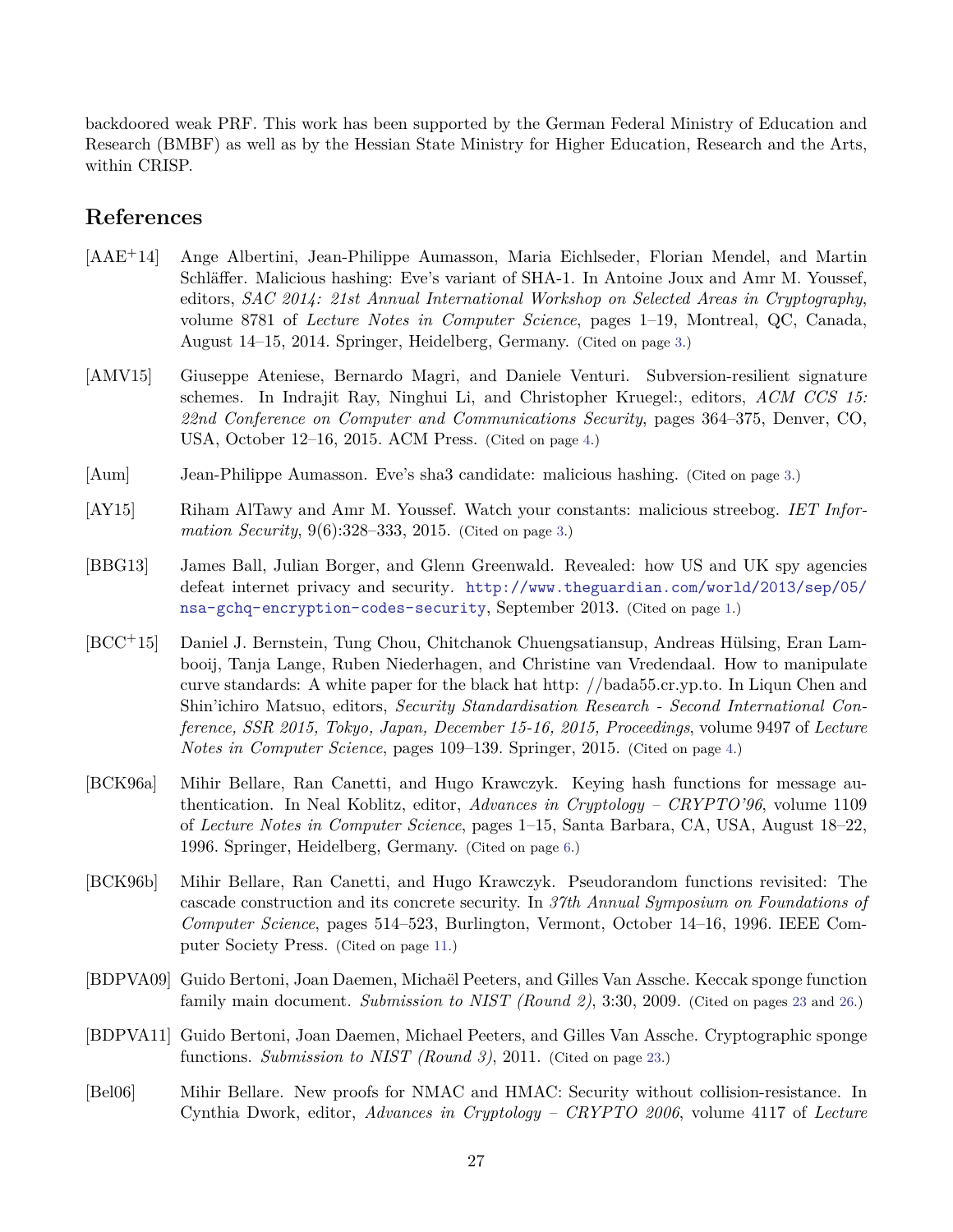backdoored weak PRF. This work has been supported by the German Federal Ministry of Education and Research (BMBF) as well as by the Hessian State Ministry for Higher Education, Research and the Arts, within CRISP.

## References

[AAE+14] Ange Albertini, Jean-Philippe Aumasson, Maria Eichlseder, Florian Mendel, and Martin Schläffer. Malicious hashing: Eve's variant of SHA-1. In Antoine Joux and Amr M. Youssef, editors, *SAC 2014: 21st Annual International Workshop on Selected Areas in Cryptography*, volume 8781 of *Lecture Notes in Computer Science*, pages 1–19, Montreal, QC, Canada, August 14–15, 2014. Springer, Heidelberg, Germany. (Cited on page 3.)

[AMV15] Giuseppe Ateniese, Bernardo Magri, and Daniele Venturi. Subversion-resilient signature schemes. In Indrajit Ray, Ninghui Li, and Christopher Kruegel:, editors, *ACM CCS 15: 22nd Conference on Computer and Communications Security*, pages 364–375, Denver, CO, USA, October 12–16, 2015. ACM Press. (Cited on page 4.)

[Aum] Jean-Philippe Aumasson. Eve's sha3 candidate: malicious hashing. (Cited on page 3.)

[AY15] Riham AlTawy and Amr M. Youssef. Watch your constants: malicious streebog. *IET Information Security*, 9(6):328–333, 2015. (Cited on page 3.)

[BBG13] James Ball, Julian Borger, and Glenn Greenwald. Revealed: how US and UK spy agencies defeat internet privacy and security. `http://www.theguardian.com/world/2013/sep/05/nsa-gchq-encryption-codes-security`, September 2013. (Cited on page 1.)

[BCC+15] Daniel J. Bernstein, Tung Chou, Chitchanok Chuengsatiansup, Andreas Hülsing, Eran Lambooij, Tanja Lange, Ruben Niederhagen, and Christine van Vredendaal. How to manipulate curve standards: A white paper for the black hat http: //bada55.cr.yp.to. In Liqun Chen and Shin'ichiro Matsuo, editors, *Security Standardisation Research - Second International Conference, SSR 2015, Tokyo, Japan, December 15-16, 2015, Proceedings*, volume 9497 of *Lecture Notes in Computer Science*, pages 109–139. Springer, 2015. (Cited on page 4.)

[BCK96a] Mihir Bellare, Ran Canetti, and Hugo Krawczyk. Keying hash functions for message authentication. In Neal Koblitz, editor, *Advances in Cryptology – CRYPTO'96*, volume 1109 of *Lecture Notes in Computer Science*, pages 1–15, Santa Barbara, CA, USA, August 18–22, 1996. Springer, Heidelberg, Germany. (Cited on page 6.)

[BCK96b] Mihir Bellare, Ran Canetti, and Hugo Krawczyk. Pseudorandom functions revisited: The cascade construction and its concrete security. In *37th Annual Symposium on Foundations of Computer Science*, pages 514–523, Burlington, Vermont, October 14–16, 1996. IEEE Computer Society Press. (Cited on page 11.)

[BDPVA09] Guido Bertoni, Joan Daemen, Michaël Peeters, and Gilles Van Assche. Keccak sponge function family main document. *Submission to NIST (Round 2)*, 3:30, 2009. (Cited on pages 23 and 26.)

[BDPVA11] Guido Bertoni, Joan Daemen, Michael Peeters, and Gilles Van Assche. Cryptographic sponge functions. *Submission to NIST (Round 3)*, 2011. (Cited on page 23.)

[Bel06] Mihir Bellare. New proofs for NMAC and HMAC: Security without collision-resistance. In Cynthia Dwork, editor, *Advances in Cryptology – CRYPTO 2006*, volume 4117 of *Lecture*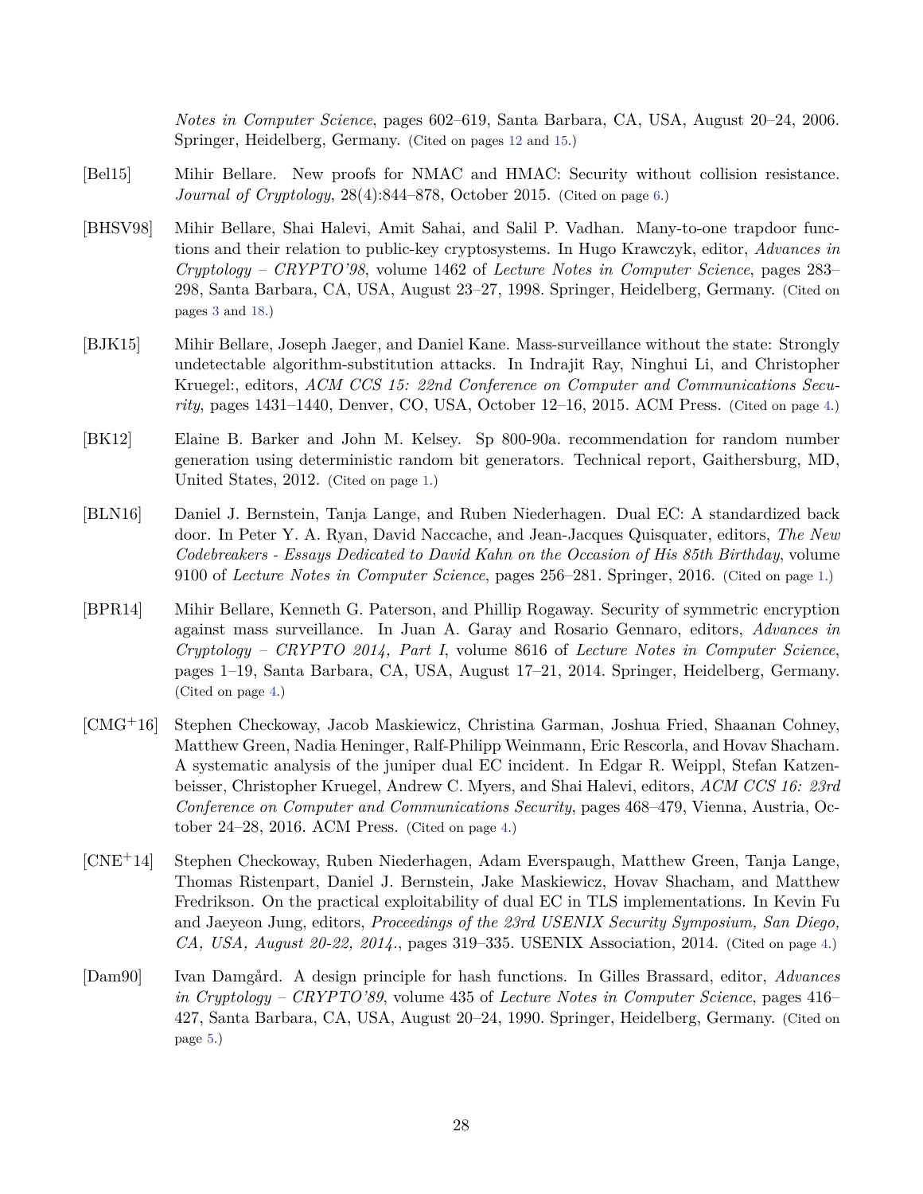*Notes in Computer Science*, pages 602–619, Santa Barbara, CA, USA, August 20–24, 2006. Springer, Heidelberg, Germany. (Cited on pages 12 and 15.)

[Bel15] Mihir Bellare. New proofs for NMAC and HMAC: Security without collision resistance. *Journal of Cryptology*, 28(4):844–878, October 2015. (Cited on page 6.)

[BHSV98] Mihir Bellare, Shai Halevi, Amit Sahai, and Salil P. Vadhan. Many-to-one trapdoor functions and their relation to public-key cryptosystems. In Hugo Krawczyk, editor, *Advances in Cryptology – CRYPTO'98*, volume 1462 of *Lecture Notes in Computer Science*, pages 283–298, Santa Barbara, CA, USA, August 23–27, 1998. Springer, Heidelberg, Germany. (Cited on pages 3 and 18.)

[BJK15] Mihir Bellare, Joseph Jaeger, and Daniel Kane. Mass-surveillance without the state: Strongly undetectable algorithm-substitution attacks. In Indrajit Ray, Ninghui Li, and Christopher Kruegel:, editors, *ACM CCS 15: 22nd Conference on Computer and Communications Security*, pages 1431–1440, Denver, CO, USA, October 12–16, 2015. ACM Press. (Cited on page 4.)

[BK12] Elaine B. Barker and John M. Kelsey. Sp 800-90a. recommendation for random number generation using deterministic random bit generators. Technical report, Gaithersburg, MD, United States, 2012. (Cited on page 1.)

[BLN16] Daniel J. Bernstein, Tanja Lange, and Ruben Niederhagen. Dual EC: A standardized back door. In Peter Y. A. Ryan, David Naccache, and Jean-Jacques Quisquater, editors, *The New Codebreakers - Essays Dedicated to David Kahn on the Occasion of His 85th Birthday*, volume 9100 of *Lecture Notes in Computer Science*, pages 256–281. Springer, 2016. (Cited on page 1.)

[BPR14] Mihir Bellare, Kenneth G. Paterson, and Phillip Rogaway. Security of symmetric encryption against mass surveillance. In Juan A. Garay and Rosario Gennaro, editors, *Advances in Cryptology – CRYPTO 2014, Part I*, volume 8616 of *Lecture Notes in Computer Science*, pages 1–19, Santa Barbara, CA, USA, August 17–21, 2014. Springer, Heidelberg, Germany. (Cited on page 4.)

[CMG+16] Stephen Checkoway, Jacob Maskiewicz, Christina Garman, Joshua Fried, Shaanan Cohney, Matthew Green, Nadia Heninger, Ralf-Philipp Weinmann, Eric Rescorla, and Hovav Shacham. A systematic analysis of the juniper dual EC incident. In Edgar R. Weippl, Stefan Katzenbeisser, Christopher Kruegel, Andrew C. Myers, and Shai Halevi, editors, *ACM CCS 16: 23rd Conference on Computer and Communications Security*, pages 468–479, Vienna, Austria, October 24–28, 2016. ACM Press. (Cited on page 4.)

[CNE+14] Stephen Checkoway, Ruben Niederhagen, Adam Everspaugh, Matthew Green, Tanja Lange, Thomas Ristenpart, Daniel J. Bernstein, Jake Maskiewicz, Hovav Shacham, and Matthew Fredrikson. On the practical exploitability of dual EC in TLS implementations. In Kevin Fu and Jaeyeon Jung, editors, *Proceedings of the 23rd USENIX Security Symposium, San Diego, CA, USA, August 20-22, 2014.*, pages 319–335. USENIX Association, 2014. (Cited on page 4.)

[Dam90] Ivan Damgård. A design principle for hash functions. In Gilles Brassard, editor, *Advances in Cryptology – CRYPTO'89*, volume 435 of *Lecture Notes in Computer Science*, pages 416–427, Santa Barbara, CA, USA, August 20–24, 1990. Springer, Heidelberg, Germany. (Cited on page 5.)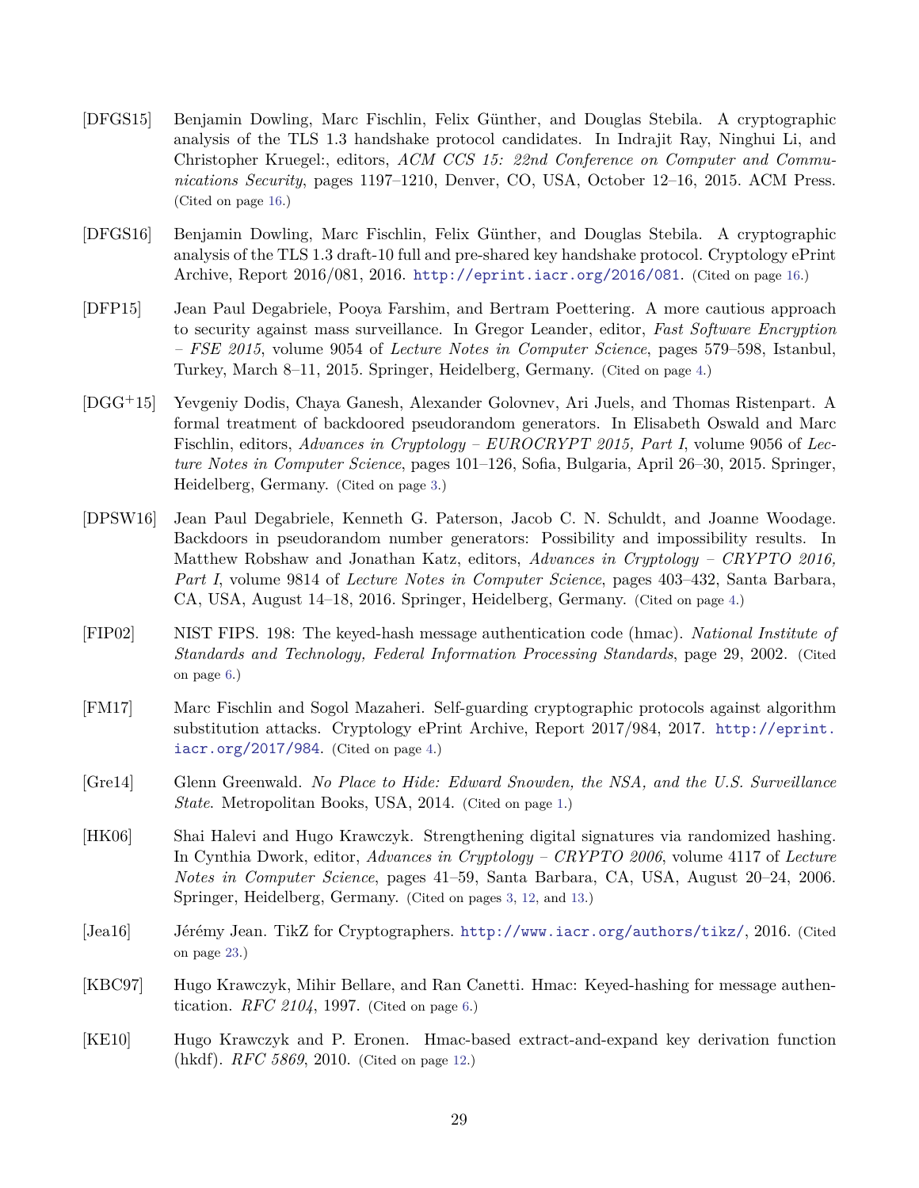[DFGS15] Benjamin Dowling, Marc Fischlin, Felix Günther, and Douglas Stebila. A cryptographic analysis of the TLS 1.3 handshake protocol candidates. In Indrajit Ray, Ninghui Li, and Christopher Kruegel:, editors, *ACM CCS 15: 22nd Conference on Computer and Communications Security*, pages 1197–1210, Denver, CO, USA, October 12–16, 2015. ACM Press. (Cited on page 16.)

[DFGS16] Benjamin Dowling, Marc Fischlin, Felix Günther, and Douglas Stebila. A cryptographic analysis of the TLS 1.3 draft-10 full and pre-shared key handshake protocol. Cryptology ePrint Archive, Report 2016/081, 2016. http://eprint.iacr.org/2016/081. (Cited on page 16.)

[DFP15] Jean Paul Degabriele, Pooya Farshim, and Bertram Poettering. A more cautious approach to security against mass surveillance. In Gregor Leander, editor, *Fast Software Encryption – FSE 2015*, volume 9054 of *Lecture Notes in Computer Science*, pages 579–598, Istanbul, Turkey, March 8–11, 2015. Springer, Heidelberg, Germany. (Cited on page 4.)

[DGG+15] Yevgeniy Dodis, Chaya Ganesh, Alexander Golovnev, Ari Juels, and Thomas Ristenpart. A formal treatment of backdoored pseudorandom generators. In Elisabeth Oswald and Marc Fischlin, editors, *Advances in Cryptology – EUROCRYPT 2015, Part I*, volume 9056 of *Lecture Notes in Computer Science*, pages 101–126, Sofia, Bulgaria, April 26–30, 2015. Springer, Heidelberg, Germany. (Cited on page 3.)

[DPSW16] Jean Paul Degabriele, Kenneth G. Paterson, Jacob C. N. Schuldt, and Joanne Woodage. Backdoors in pseudorandom number generators: Possibility and impossibility results. In Matthew Robshaw and Jonathan Katz, editors, *Advances in Cryptology – CRYPTO 2016, Part I*, volume 9814 of *Lecture Notes in Computer Science*, pages 403–432, Santa Barbara, CA, USA, August 14–18, 2016. Springer, Heidelberg, Germany. (Cited on page 4.)

[FIP02] NIST FIPS. 198: The keyed-hash message authentication code (hmac). *National Institute of Standards and Technology, Federal Information Processing Standards*, page 29, 2002. (Cited on page 6.)

[FM17] Marc Fischlin and Sogol Mazaheri. Self-guarding cryptographic protocols against algorithm substitution attacks. Cryptology ePrint Archive, Report 2017/984, 2017. http://eprint.iacr.org/2017/984. (Cited on page 4.)

[Gre14] Glenn Greenwald. *No Place to Hide: Edward Snowden, the NSA, and the U.S. Surveillance State*. Metropolitan Books, USA, 2014. (Cited on page 1.)

[HK06] Shai Halevi and Hugo Krawczyk. Strengthening digital signatures via randomized hashing. In Cynthia Dwork, editor, *Advances in Cryptology – CRYPTO 2006*, volume 4117 of *Lecture Notes in Computer Science*, pages 41–59, Santa Barbara, CA, USA, August 20–24, 2006. Springer, Heidelberg, Germany. (Cited on pages 3, 12, and 13.)

[Jea16] Jérémy Jean. TikZ for Cryptographers. http://www.iacr.org/authors/tikz/, 2016. (Cited on page 23.)

[KBC97] Hugo Krawczyk, Mihir Bellare, and Ran Canetti. Hmac: Keyed-hashing for message authentication. *RFC 2104*, 1997. (Cited on page 6.)

[KE10] Hugo Krawczyk and P. Eronen. Hmac-based extract-and-expand key derivation function (hkdf). *RFC 5869*, 2010. (Cited on page 12.)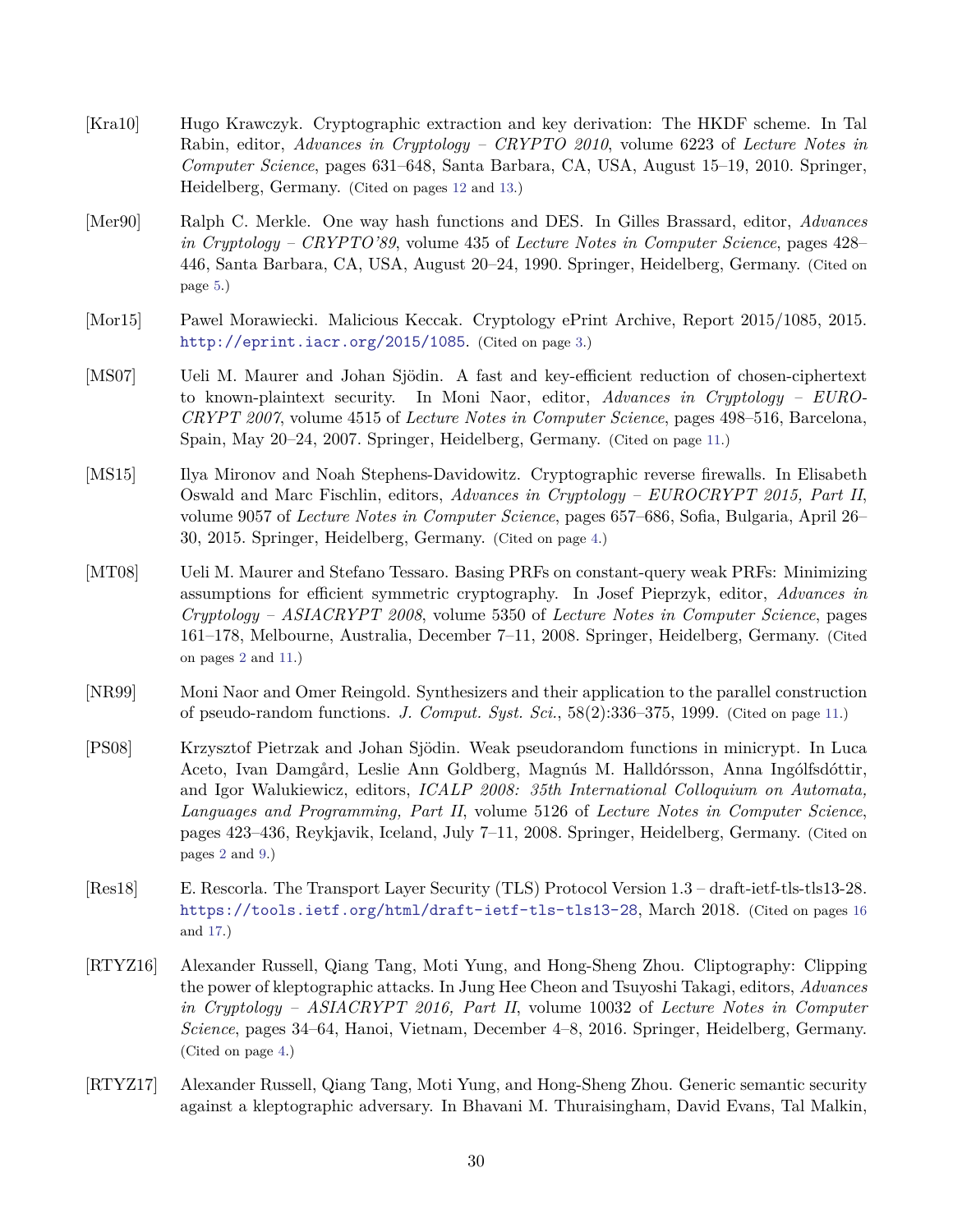[Kra10] Hugo Krawczyk. Cryptographic extraction and key derivation: The HKDF scheme. In Tal Rabin, editor, *Advances in Cryptology – CRYPTO 2010*, volume 6223 of *Lecture Notes in Computer Science*, pages 631–648, Santa Barbara, CA, USA, August 15–19, 2010. Springer, Heidelberg, Germany. (Cited on pages 12 and 13.)

[Mer90] Ralph C. Merkle. One way hash functions and DES. In Gilles Brassard, editor, *Advances in Cryptology – CRYPTO'89*, volume 435 of *Lecture Notes in Computer Science*, pages 428–446, Santa Barbara, CA, USA, August 20–24, 1990. Springer, Heidelberg, Germany. (Cited on page 5.)

[Mor15] Pawel Morawiecki. Malicious Keccak. Cryptology ePrint Archive, Report 2015/1085, 2015. http://eprint.iacr.org/2015/1085. (Cited on page 3.)

[MS07] Ueli M. Maurer and Johan Sjödin. A fast and key-efficient reduction of chosen-ciphertext to known-plaintext security. In Moni Naor, editor, *Advances in Cryptology – EUROCRYPT 2007*, volume 4515 of *Lecture Notes in Computer Science*, pages 498–516, Barcelona, Spain, May 20–24, 2007. Springer, Heidelberg, Germany. (Cited on page 11.)

[MS15] Ilya Mironov and Noah Stephens-Davidowitz. Cryptographic reverse firewalls. In Elisabeth Oswald and Marc Fischlin, editors, *Advances in Cryptology – EUROCRYPT 2015, Part II*, volume 9057 of *Lecture Notes in Computer Science*, pages 657–686, Sofia, Bulgaria, April 26–30, 2015. Springer, Heidelberg, Germany. (Cited on page 4.)

[MT08] Ueli M. Maurer and Stefano Tessaro. Basing PRFs on constant-query weak PRFs: Minimizing assumptions for efficient symmetric cryptography. In Josef Pieprzyk, editor, *Advances in Cryptology – ASIACRYPT 2008*, volume 5350 of *Lecture Notes in Computer Science*, pages 161–178, Melbourne, Australia, December 7–11, 2008. Springer, Heidelberg, Germany. (Cited on pages 2 and 11.)

[NR99] Moni Naor and Omer Reingold. Synthesizers and their application to the parallel construction of pseudo-random functions. *J. Comput. Syst. Sci.*, 58(2):336–375, 1999. (Cited on page 11.)

[PS08] Krzysztof Pietrzak and Johan Sjödin. Weak pseudorandom functions in minicrypt. In Luca Aceto, Ivan Damgård, Leslie Ann Goldberg, Magnús M. Halldórsson, Anna Ingólfsdóttir, and Igor Walukiewicz, editors, *ICALP 2008: 35th International Colloquium on Automata, Languages and Programming, Part II*, volume 5126 of *Lecture Notes in Computer Science*, pages 423–436, Reykjavik, Iceland, July 7–11, 2008. Springer, Heidelberg, Germany. (Cited on pages 2 and 9.)

[Res18] E. Rescorla. The Transport Layer Security (TLS) Protocol Version 1.3 – draft-ietf-tls-tls13-28. https://tools.ietf.org/html/draft-ietf-tls-tls13-28, March 2018. (Cited on pages 16 and 17.)

[RTYZ16] Alexander Russell, Qiang Tang, Moti Yung, and Hong-Sheng Zhou. Cliptography: Clipping the power of kleptographic attacks. In Jung Hee Cheon and Tsuyoshi Takagi, editors, *Advances in Cryptology – ASIACRYPT 2016, Part II*, volume 10032 of *Lecture Notes in Computer Science*, pages 34–64, Hanoi, Vietnam, December 4–8, 2016. Springer, Heidelberg, Germany. (Cited on page 4.)

[RTYZ17] Alexander Russell, Qiang Tang, Moti Yung, and Hong-Sheng Zhou. Generic semantic security against a kleptographic adversary. In Bhavani M. Thuraisingham, David Evans, Tal Malkin,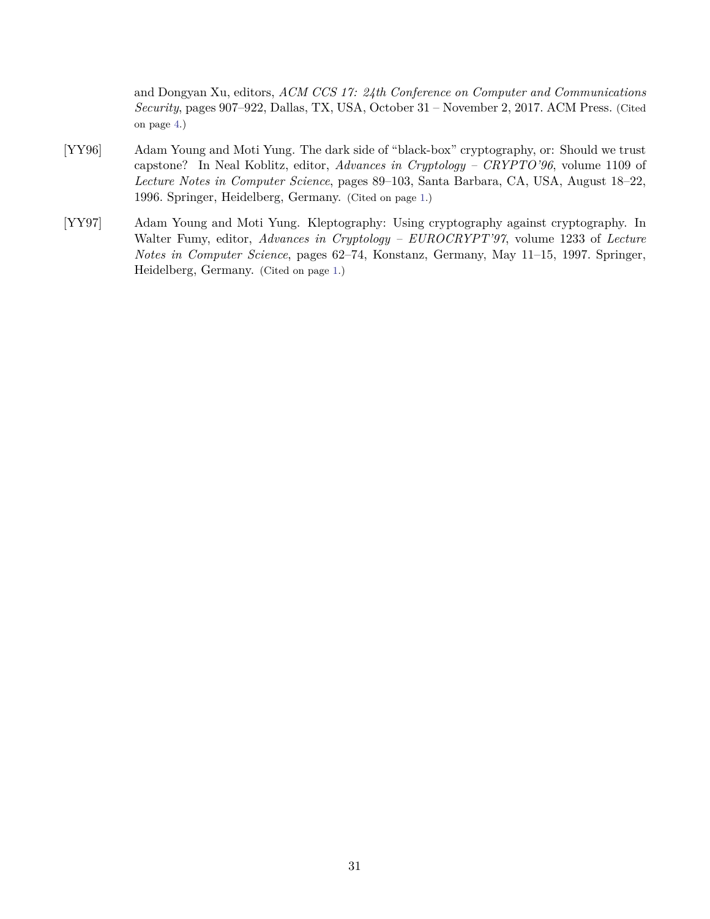and Dongyan Xu, editors, *ACM CCS 17: 24th Conference on Computer and Communications Security*, pages 907–922, Dallas, TX, USA, October 31 – November 2, 2017. ACM Press. (Cited on page 4.)

[YY96] Adam Young and Moti Yung. The dark side of "black-box" cryptography, or: Should we trust capstone? In Neal Koblitz, editor, *Advances in Cryptology – CRYPTO'96*, volume 1109 of *Lecture Notes in Computer Science*, pages 89–103, Santa Barbara, CA, USA, August 18–22, 1996. Springer, Heidelberg, Germany. (Cited on page 1.)

[YY97] Adam Young and Moti Yung. Kleptography: Using cryptography against cryptography. In Walter Fumy, editor, *Advances in Cryptology – EUROCRYPT'97*, volume 1233 of *Lecture Notes in Computer Science*, pages 62–74, Konstanz, Germany, May 11–15, 1997. Springer, Heidelberg, Germany. (Cited on page 1.)